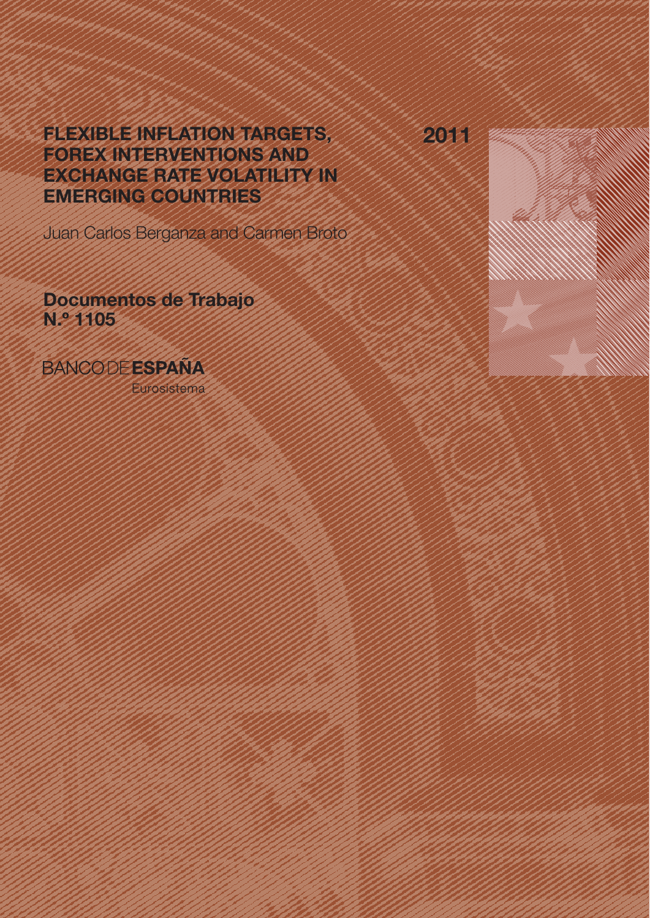# FLEXIBLE INFLATION TARGETS, FOREX INTERVENTIONS AND EXCHANGE RATE VOLATILITY IN EMERGING COUNTRIES

2011

Juan Carlos Berganza and Carmen Broto

**Documentos de Trabajo N.º 1105**

BANCO DE **ESPAÑA**

Eurosistema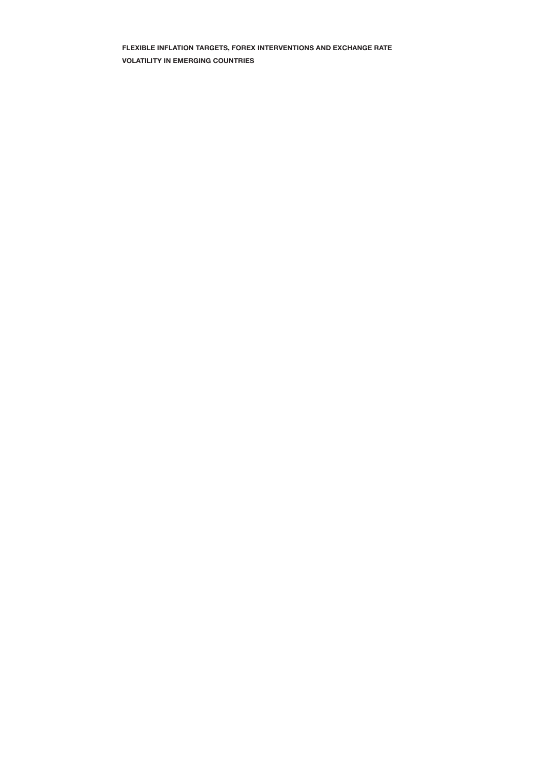**FLEXIBLE INFLATION TARGETS, FOREX INTERVENTIONS AND EXCHANGE RATE VOLATILITY IN EMERGING COUNTRIES**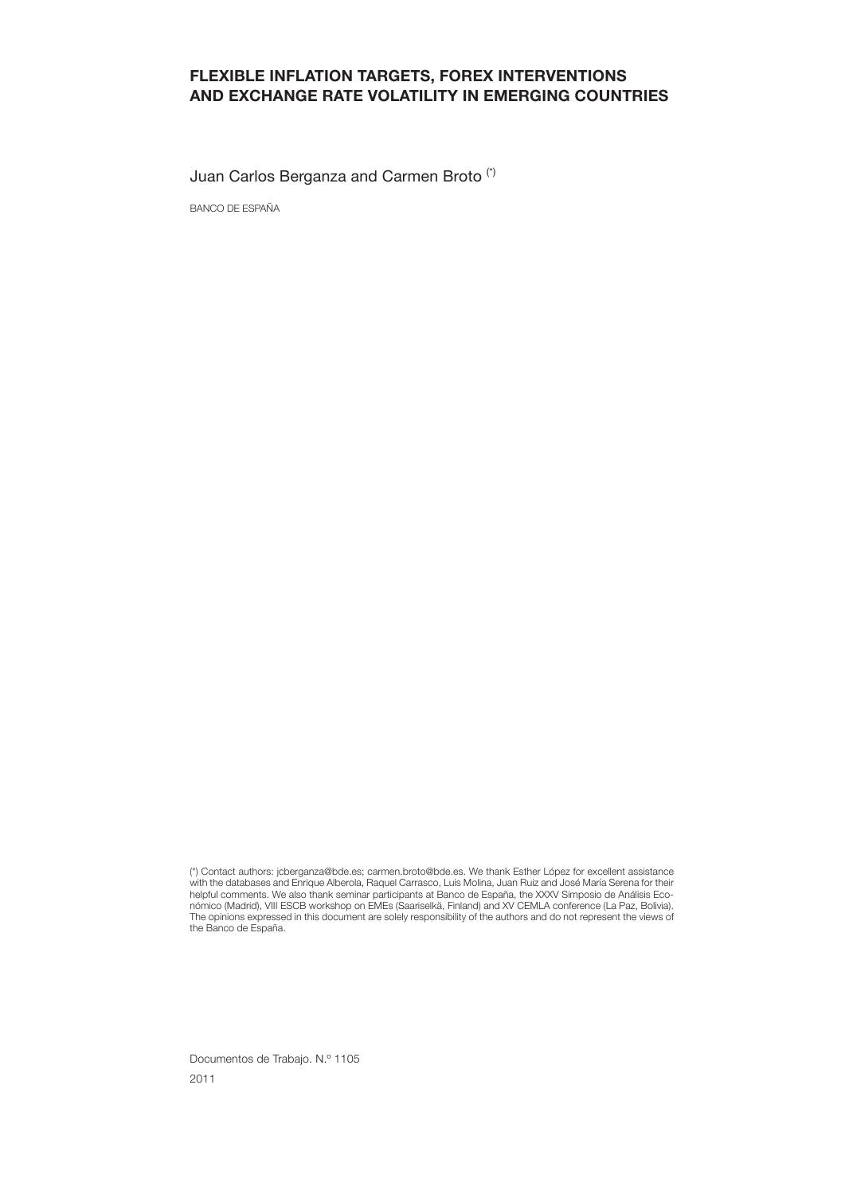# FLEXIBLE INFLATION TARGETS, FOREX INTERVENTIONS AND EXCHANGE RATE VOLATILITY IN EMERGING COUNTRIES

Juan Carlos Berganza and Carmen Broto (*)

BANCO DE ESPAÑA

(*) Contact authors: jcberganza@bde.es; carmen.broto@bde.es. We thank Esther López for excellent assistance with the databases and Enrique Alberola, Raquel Carrasco, Luis Molina, Juan Ruiz and José María Serena for their helpful comments. We also thank seminar participants at Banco de España, the XXXV Simposio de Análisis Económico (Madrid), VIII ESCB workshop on EMEs (Saariselkä, Finland) and XV CEMLA conference (La Paz, Bolivia). The opinions expressed in this document are solely responsibility of the authors and do not represent the views of the Banco de España.

Documentos de Trabajo. N.º 1105

2011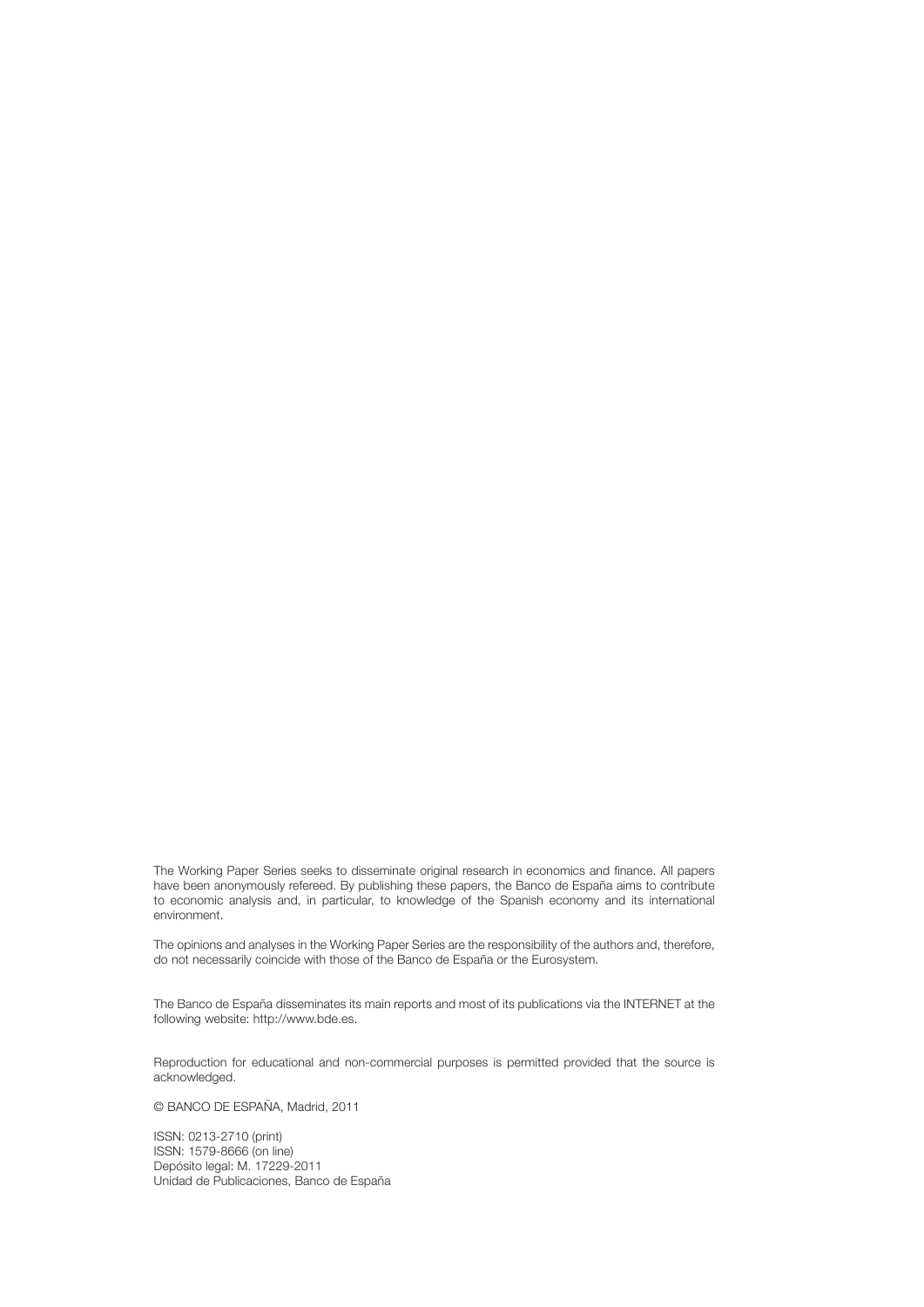The Working Paper Series seeks to disseminate original research in economics and finance. All papers have been anonymously refereed. By publishing these papers, the Banco de España aims to contribute to economic analysis and, in particular, to knowledge of the Spanish economy and its international environment.

The opinions and analyses in the Working Paper Series are the responsibility of the authors and, therefore, do not necessarily coincide with those of the Banco de España or the Eurosystem.

The Banco de España disseminates its main reports and most of its publications via the INTERNET at the following website: http://www.bde.es.

Reproduction for educational and non-commercial purposes is permitted provided that the source is acknowledged.

© BANCO DE ESPAÑA, Madrid, 2011

ISSN: 0213-2710 (print)
ISSN: 1579-8666 (on line)
Depósito legal: M. 17229-2011
Unidad de Publicaciones, Banco de España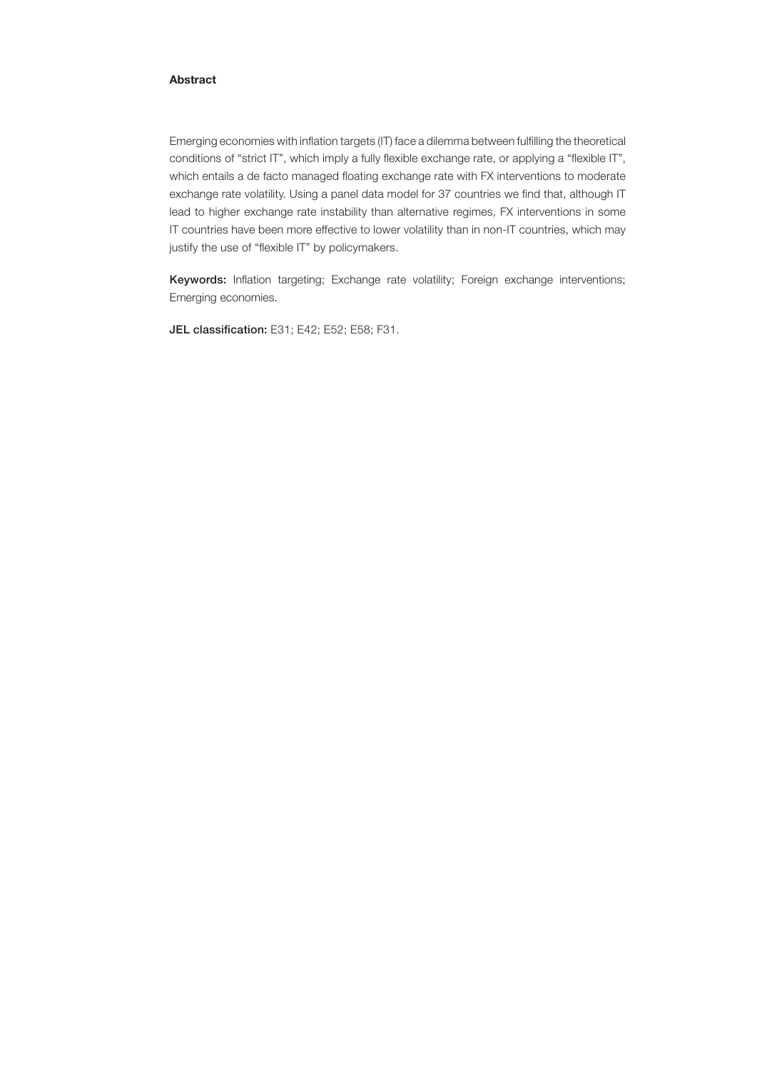**Abstract**

Emerging economies with inflation targets (IT) face a dilemma between fulfilling the theoretical conditions of "strict IT", which imply a fully flexible exchange rate, or applying a "flexible IT", which entails a de facto managed floating exchange rate with FX interventions to moderate exchange rate volatility. Using a panel data model for 37 countries we find that, although IT lead to higher exchange rate instability than alternative regimes, FX interventions in some IT countries have been more effective to lower volatility than in non-IT countries, which may justify the use of "flexible IT" by policymakers.

**Keywords:** Inflation targeting; Exchange rate volatility; Foreign exchange interventions; Emerging economies.

**JEL classification:** E31; E42; E52; E58; F31.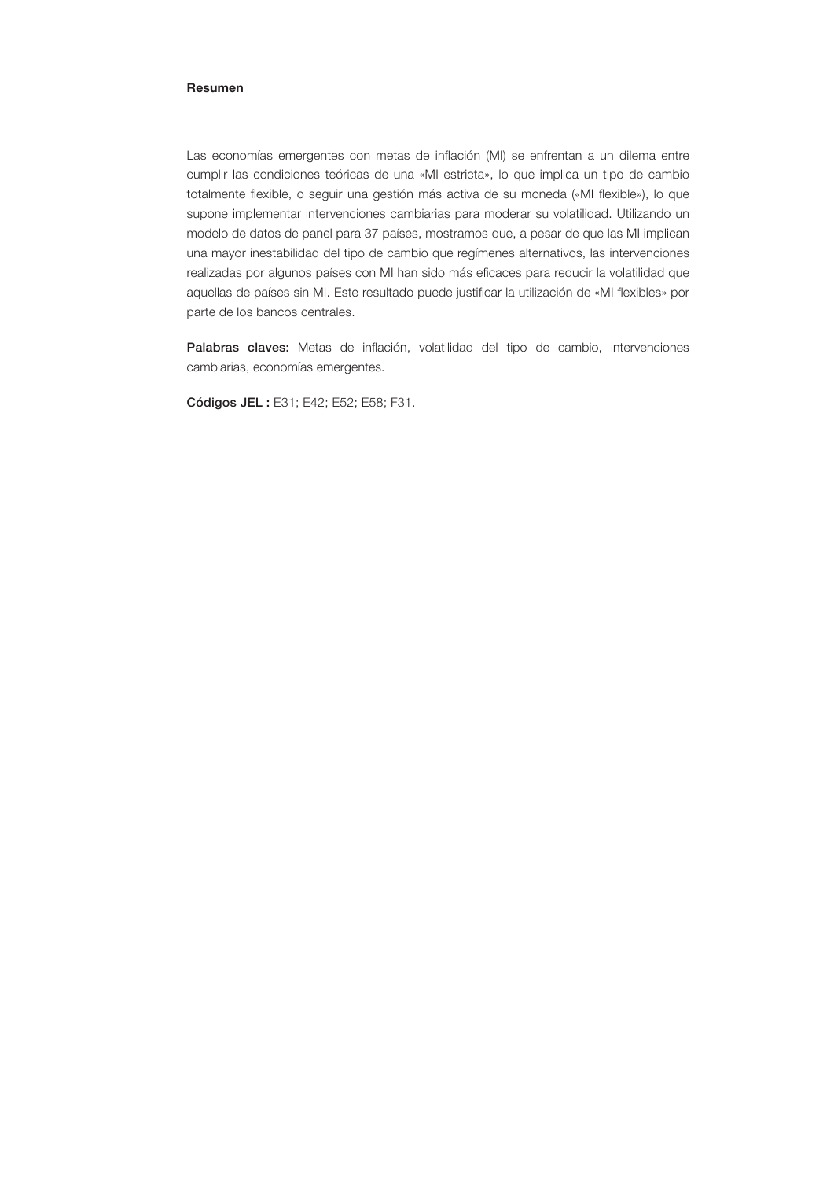## Resumen

Las economías emergentes con metas de inflación (MI) se enfrentan a un dilema entre cumplir las condiciones teóricas de una «MI estricta», lo que implica un tipo de cambio totalmente flexible, o seguir una gestión más activa de su moneda («MI flexible»), lo que supone implementar intervenciones cambiarias para moderar su volatilidad. Utilizando un modelo de datos de panel para 37 países, mostramos que, a pesar de que las MI implican una mayor inestabilidad del tipo de cambio que regímenes alternativos, las intervenciones realizadas por algunos países con MI han sido más eficaces para reducir la volatilidad que aquellas de países sin MI. Este resultado puede justificar la utilización de «MI flexibles» por parte de los bancos centrales.

**Palabras claves:** Metas de inflación, volatilidad del tipo de cambio, intervenciones cambiarias, economías emergentes.

**Códigos JEL :** E31; E42; E52; E58; F31.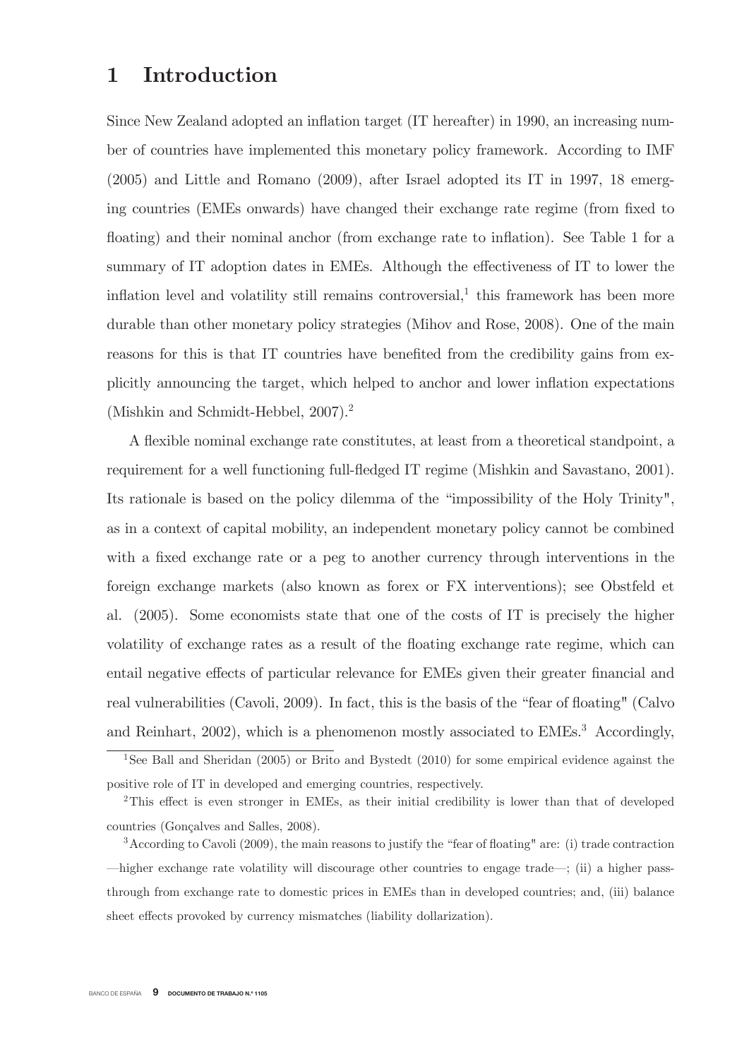# 1 Introduction

Since New Zealand adopted an inflation target (IT hereafter) in 1990, an increasing number of countries have implemented this monetary policy framework. According to IMF (2005) and Little and Romano (2009), after Israel adopted its IT in 1997, 18 emerging countries (EMEs onwards) have changed their exchange rate regime (from fixed to floating) and their nominal anchor (from exchange rate to inflation). See Table 1 for a summary of IT adoption dates in EMEs. Although the effectiveness of IT to lower the inflation level and volatility still remains controversial,[1] this framework has been more durable than other monetary policy strategies (Mihov and Rose, 2008). One of the main reasons for this is that IT countries have benefited from the credibility gains from explicitly announcing the target, which helped to anchor and lower inflation expectations (Mishkin and Schmidt-Hebbel, 2007).[2]

A flexible nominal exchange rate constitutes, at least from a theoretical standpoint, a requirement for a well functioning full-fledged IT regime (Mishkin and Savastano, 2001). Its rationale is based on the policy dilemma of the "impossibility of the Holy Trinity", as in a context of capital mobility, an independent monetary policy cannot be combined with a fixed exchange rate or a peg to another currency through interventions in the foreign exchange markets (also known as forex or FX interventions); see Obstfeld et al. (2005). Some economists state that one of the costs of IT is precisely the higher volatility of exchange rates as a result of the floating exchange rate regime, which can entail negative effects of particular relevance for EMEs given their greater financial and real vulnerabilities (Cavoli, 2009). In fact, this is the basis of the "fear of floating" (Calvo and Reinhart, 2002), which is a phenomenon mostly associated to EMEs.[3] Accordingly,

[1] See Ball and Sheridan (2005) or Brito and Bystedt (2010) for some empirical evidence against the positive role of IT in developed and emerging countries, respectively.

[2] This effect is even stronger in EMEs, as their initial credibility is lower than that of developed countries (Gonçalves and Salles, 2008).

[3] According to Cavoli (2009), the main reasons to justify the "fear of floating" are: (i) trade contraction —higher exchange rate volatility will discourage other countries to engage trade—; (ii) a higher pass-through from exchange rate to domestic prices in EMEs than in developed countries; and, (iii) balance sheet effects provoked by currency mismatches (liability dollarization).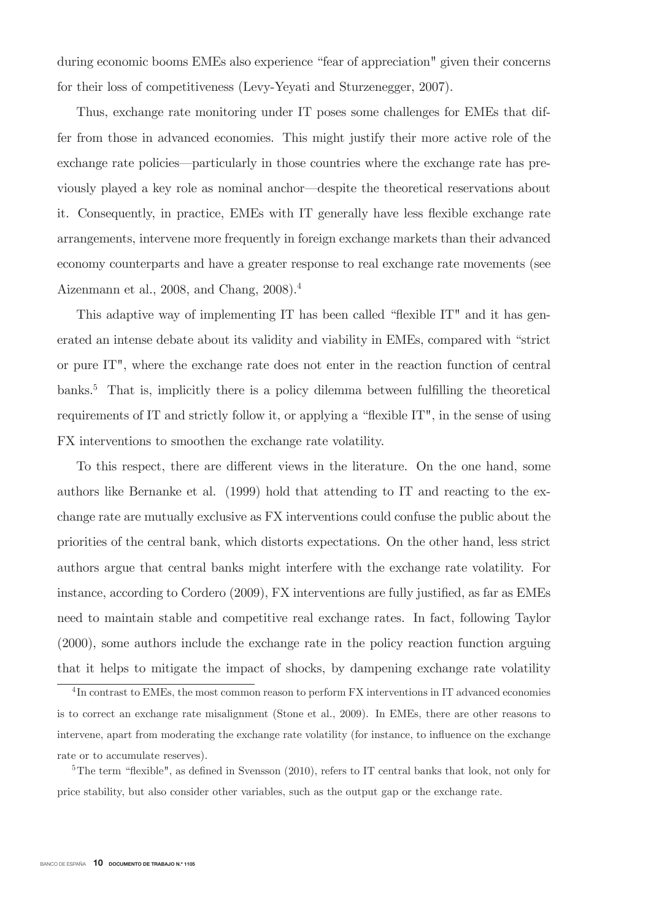during economic booms EMEs also experience “fear of appreciation" given their concerns for their loss of competitiveness (Levy-Yeyati and Sturzenegger, 2007).

Thus, exchange rate monitoring under IT poses some challenges for EMEs that differ from those in advanced economies. This might justify their more active role of the exchange rate policies—particularly in those countries where the exchange rate has previously played a key role as nominal anchor—despite the theoretical reservations about it. Consequently, in practice, EMEs with IT generally have less flexible exchange rate arrangements, intervene more frequently in foreign exchange markets than their advanced economy counterparts and have a greater response to real exchange rate movements (see Aizenmann et al., 2008, and Chang, 2008).[4]

This adaptive way of implementing IT has been called “flexible IT" and it has generated an intense debate about its validity and viability in EMEs, compared with “strict or pure IT", where the exchange rate does not enter in the reaction function of central banks.[5] That is, implicitly there is a policy dilemma between fulfilling the theoretical requirements of IT and strictly follow it, or applying a “flexible IT", in the sense of using FX interventions to smoothen the exchange rate volatility.

To this respect, there are different views in the literature. On the one hand, some authors like Bernanke et al. (1999) hold that attending to IT and reacting to the exchange rate are mutually exclusive as FX interventions could confuse the public about the priorities of the central bank, which distorts expectations. On the other hand, less strict authors argue that central banks might interfere with the exchange rate volatility. For instance, according to Cordero (2009), FX interventions are fully justified, as far as EMEs need to maintain stable and competitive real exchange rates. In fact, following Taylor (2000), some authors include the exchange rate in the policy reaction function arguing that it helps to mitigate the impact of shocks, by dampening exchange rate volatility

[4] In contrast to EMEs, the most common reason to perform FX interventions in IT advanced economies is to correct an exchange rate misalignment (Stone et al., 2009). In EMEs, there are other reasons to intervene, apart from moderating the exchange rate volatility (for instance, to influence on the exchange rate or to accumulate reserves).

[5] The term “flexible", as defined in Svensson (2010), refers to IT central banks that look, not only for price stability, but also consider other variables, such as the output gap or the exchange rate.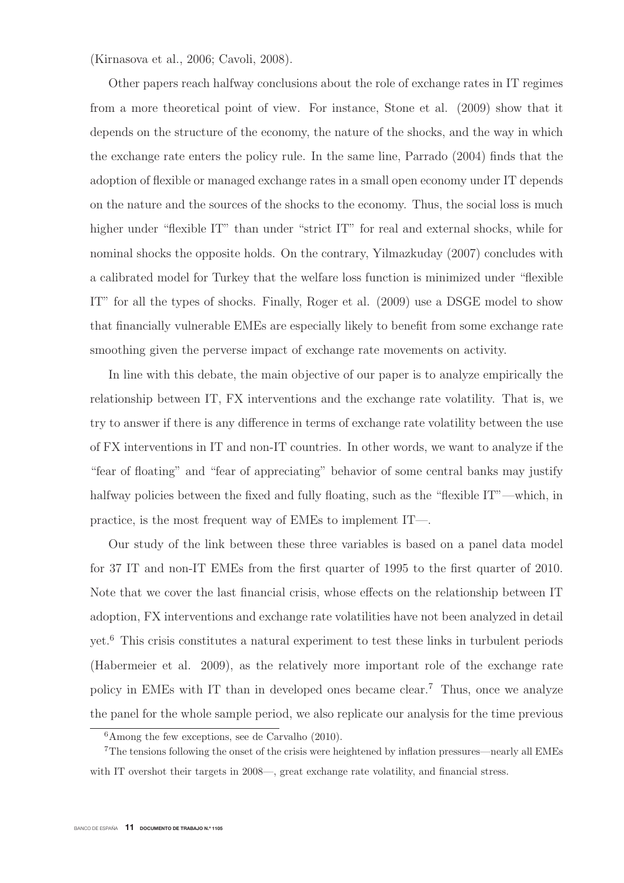(Kirnasova et al., 2006; Cavoli, 2008).

Other papers reach halfway conclusions about the role of exchange rates in IT regimes from a more theoretical point of view. For instance, Stone et al. (2009) show that it depends on the structure of the economy, the nature of the shocks, and the way in which the exchange rate enters the policy rule. In the same line, Parrado (2004) finds that the adoption of flexible or managed exchange rates in a small open economy under IT depends on the nature and the sources of the shocks to the economy. Thus, the social loss is much higher under "flexible IT" than under "strict IT" for real and external shocks, while for nominal shocks the opposite holds. On the contrary, Yilmazkuday (2007) concludes with a calibrated model for Turkey that the welfare loss function is minimized under "flexible IT" for all the types of shocks. Finally, Roger et al. (2009) use a DSGE model to show that financially vulnerable EMEs are especially likely to benefit from some exchange rate smoothing given the perverse impact of exchange rate movements on activity.

In line with this debate, the main objective of our paper is to analyze empirically the relationship between IT, FX interventions and the exchange rate volatility. That is, we try to answer if there is any difference in terms of exchange rate volatility between the use of FX interventions in IT and non-IT countries. In other words, we want to analyze if the "fear of floating" and "fear of appreciating" behavior of some central banks may justify halfway policies between the fixed and fully floating, such as the "flexible IT"—which, in practice, is the most frequent way of EMEs to implement IT—.

Our study of the link between these three variables is based on a panel data model for 37 IT and non-IT EMEs from the first quarter of 1995 to the first quarter of 2010. Note that we cover the last financial crisis, whose effects on the relationship between IT adoption, FX interventions and exchange rate volatilities have not been analyzed in detail yet.[6] This crisis constitutes a natural experiment to test these links in turbulent periods (Habermeier et al. 2009), as the relatively more important role of the exchange rate policy in EMEs with IT than in developed ones became clear.[7] Thus, once we analyze the panel for the whole sample period, we also replicate our analysis for the time previous

[6]Among the few exceptions, see de Carvalho (2010).

[7]The tensions following the onset of the crisis were heightened by inflation pressures—nearly all EMEs with IT overshot their targets in 2008—, great exchange rate volatility, and financial stress.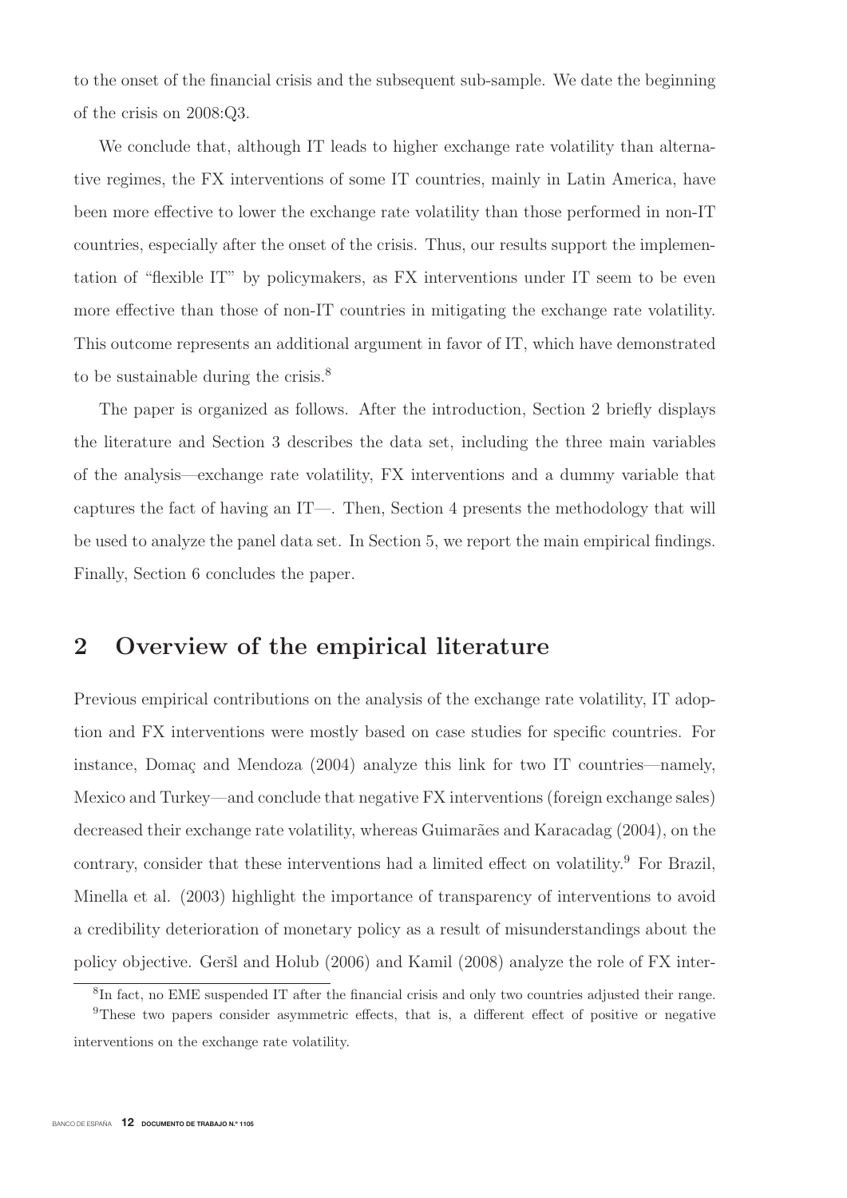to the onset of the financial crisis and the subsequent sub-sample. We date the beginning of the crisis on 2008:Q3.

We conclude that, although IT leads to higher exchange rate volatility than alternative regimes, the FX interventions of some IT countries, mainly in Latin America, have been more effective to lower the exchange rate volatility than those performed in non-IT countries, especially after the onset of the crisis. Thus, our results support the implementation of "flexible IT" by policymakers, as FX interventions under IT seem to be even more effective than those of non-IT countries in mitigating the exchange rate volatility. This outcome represents an additional argument in favor of IT, which have demonstrated to be sustainable during the crisis.[8]

The paper is organized as follows. After the introduction, Section 2 briefly displays the literature and Section 3 describes the data set, including the three main variables of the analysis—exchange rate volatility, FX interventions and a dummy variable that captures the fact of having an IT—. Then, Section 4 presents the methodology that will be used to analyze the panel data set. In Section 5, we report the main empirical findings. Finally, Section 6 concludes the paper.

## 2 Overview of the empirical literature

Previous empirical contributions on the analysis of the exchange rate volatility, IT adoption and FX interventions were mostly based on case studies for specific countries. For instance, Domaç and Mendoza (2004) analyze this link for two IT countries—namely, Mexico and Turkey—and conclude that negative FX interventions (foreign exchange sales) decreased their exchange rate volatility, whereas Guimarães and Karacadag (2004), on the contrary, consider that these interventions had a limited effect on volatility.[9] For Brazil, Minella et al. (2003) highlight the importance of transparency of interventions to avoid a credibility deterioration of monetary policy as a result of misunderstandings about the policy objective. Geršl and Holub (2006) and Kamil (2008) analyze the role of FX inter-

[8] In fact, no EME suspended IT after the financial crisis and only two countries adjusted their range.

[9] These two papers consider asymmetric effects, that is, a different effect of positive or negative interventions on the exchange rate volatility.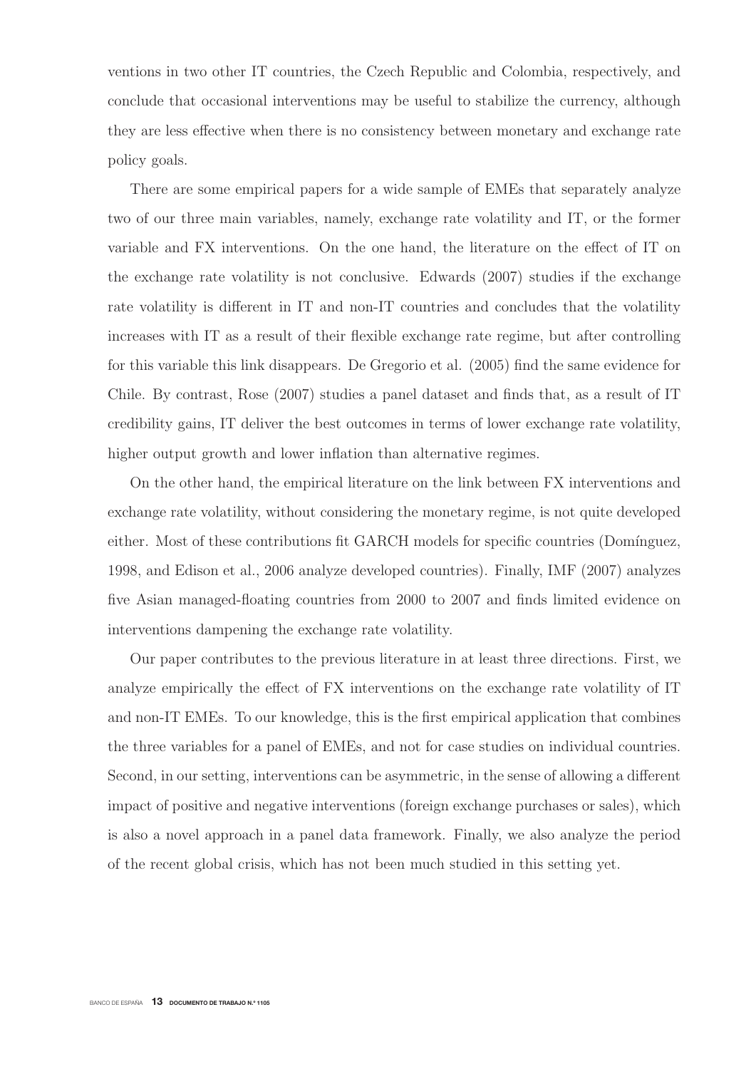ventions in two other IT countries, the Czech Republic and Colombia, respectively, and conclude that occasional interventions may be useful to stabilize the currency, although they are less effective when there is no consistency between monetary and exchange rate policy goals.

There are some empirical papers for a wide sample of EMEs that separately analyze two of our three main variables, namely, exchange rate volatility and IT, or the former variable and FX interventions. On the one hand, the literature on the effect of IT on the exchange rate volatility is not conclusive. Edwards (2007) studies if the exchange rate volatility is different in IT and non-IT countries and concludes that the volatility increases with IT as a result of their flexible exchange rate regime, but after controlling for this variable this link disappears. De Gregorio et al. (2005) find the same evidence for Chile. By contrast, Rose (2007) studies a panel dataset and finds that, as a result of IT credibility gains, IT deliver the best outcomes in terms of lower exchange rate volatility, higher output growth and lower inflation than alternative regimes.

On the other hand, the empirical literature on the link between FX interventions and exchange rate volatility, without considering the monetary regime, is not quite developed either. Most of these contributions fit GARCH models for specific countries (Domínguez, 1998, and Edison et al., 2006 analyze developed countries). Finally, IMF (2007) analyzes five Asian managed-floating countries from 2000 to 2007 and finds limited evidence on interventions dampening the exchange rate volatility.

Our paper contributes to the previous literature in at least three directions. First, we analyze empirically the effect of FX interventions on the exchange rate volatility of IT and non-IT EMEs. To our knowledge, this is the first empirical application that combines the three variables for a panel of EMEs, and not for case studies on individual countries. Second, in our setting, interventions can be asymmetric, in the sense of allowing a different impact of positive and negative interventions (foreign exchange purchases or sales), which is also a novel approach in a panel data framework. Finally, we also analyze the period of the recent global crisis, which has not been much studied in this setting yet.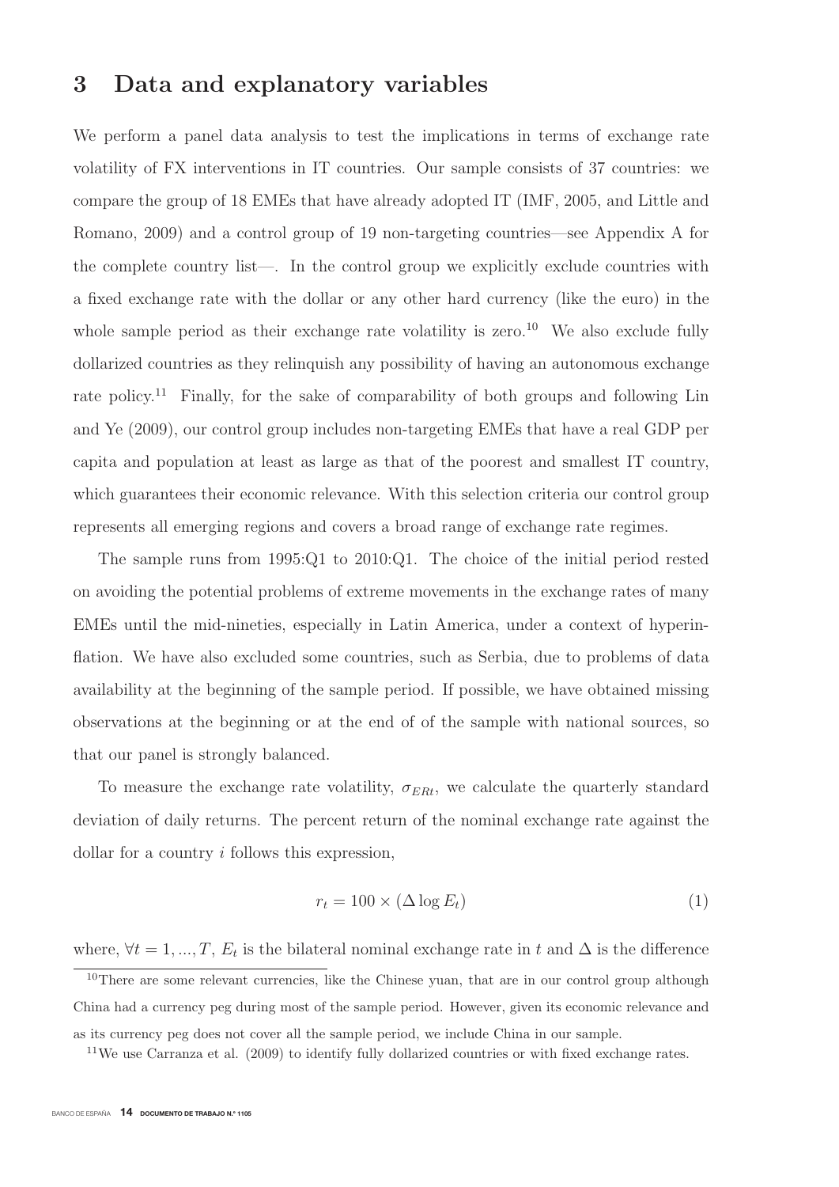## 3 Data and explanatory variables

We perform a panel data analysis to test the implications in terms of exchange rate volatility of FX interventions in IT countries. Our sample consists of 37 countries: we compare the group of 18 EMEs that have already adopted IT (IMF, 2005, and Little and Romano, 2009) and a control group of 19 non-targeting countries—see Appendix A for the complete country list—. In the control group we explicitly exclude countries with a fixed exchange rate with the dollar or any other hard currency (like the euro) in the whole sample period as their exchange rate volatility is zero.[10] We also exclude fully dollarized countries as they relinquish any possibility of having an autonomous exchange rate policy.[11] Finally, for the sake of comparability of both groups and following Lin and Ye (2009), our control group includes non-targeting EMEs that have a real GDP per capita and population at least as large as that of the poorest and smallest IT country, which guarantees their economic relevance. With this selection criteria our control group represents all emerging regions and covers a broad range of exchange rate regimes.

The sample runs from 1995:Q1 to 2010:Q1. The choice of the initial period rested on avoiding the potential problems of extreme movements in the exchange rates of many EMEs until the mid-nineties, especially in Latin America, under a context of hyperinflation. We have also excluded some countries, such as Serbia, due to problems of data availability at the beginning of the sample period. If possible, we have obtained missing observations at the beginning or at the end of of the sample with national sources, so that our panel is strongly balanced.

To measure the exchange rate volatility, $\sigma_{ERt}$, we calculate the quarterly standard deviation of daily returns. The percent return of the nominal exchange rate against the dollar for a country $i$ follows this expression,

$$r_t = 100 \times (\Delta \log E_t) \tag{1}$$

where, $\forall t = 1, ..., T$, $E_t$ is the bilateral nominal exchange rate in $t$ and $\Delta$ is the difference

[10] There are some relevant currencies, like the Chinese yuan, that are in our control group although China had a currency peg during most of the sample period. However, given its economic relevance and as its currency peg does not cover all the sample period, we include China in our sample.

[11] We use Carranza et al. (2009) to identify fully dollarized countries or with fixed exchange rates.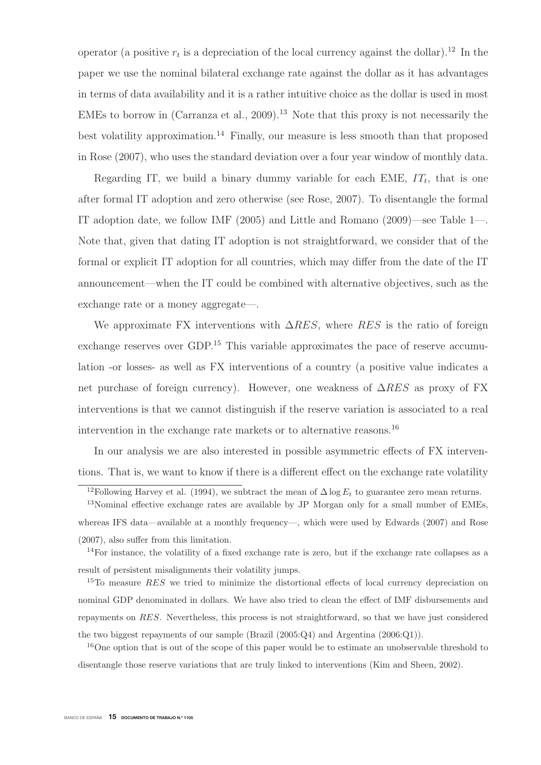operator (a positive $r_t$ is a depreciation of the local currency against the dollar).[12] In the paper we use the nominal bilateral exchange rate against the dollar as it has advantages in terms of data availability and it is a rather intuitive choice as the dollar is used in most EMEs to borrow in (Carranza et al., 2009).[13] Note that this proxy is not necessarily the best volatility approximation.[14] Finally, our measure is less smooth than that proposed in Rose (2007), who uses the standard deviation over a four year window of monthly data.

Regarding IT, we build a binary dummy variable for each EME, $IT_t$, that is one after formal IT adoption and zero otherwise (see Rose, 2007). To disentangle the formal IT adoption date, we follow IMF (2005) and Little and Romano (2009)—see Table 1—. Note that, given that dating IT adoption is not straightforward, we consider that of the formal or explicit IT adoption for all countries, which may differ from the date of the IT announcement—when the IT could be combined with alternative objectives, such as the exchange rate or a money aggregate—.

We approximate FX interventions with $\Delta RES$, where $RES$ is the ratio of foreign exchange reserves over GDP.[15] This variable approximates the pace of reserve accumulation -or losses- as well as FX interventions of a country (a positive value indicates a net purchase of foreign currency). However, one weakness of $\Delta RES$ as proxy of FX interventions is that we cannot distinguish if the reserve variation is associated to a real intervention in the exchange rate markets or to alternative reasons.[16]

In our analysis we are also interested in possible asymmetric effects of FX interventions. That is, we want to know if there is a different effect on the exchange rate volatility

[12] Following Harvey et al. (1994), we subtract the mean of $\Delta \log E_t$ to guarantee zero mean returns.

[13] Nominal effective exchange rates are available by JP Morgan only for a small number of EMEs, whereas IFS data—available at a monthly frequency—, which were used by Edwards (2007) and Rose (2007), also suffer from this limitation.

[14] For instance, the volatility of a fixed exchange rate is zero, but if the exchange rate collapses as a result of persistent misalignments their volatility jumps.

[15] To measure $RES$ we tried to minimize the distortional effects of local currency depreciation on nominal GDP denominated in dollars. We have also tried to clean the effect of IMF disbursements and repayments on $RES$. Nevertheless, this process is not straightforward, so that we have just considered the two biggest repayments of our sample (Brazil (2005:Q4) and Argentina (2006:Q1)).

[16] One option that is out of the scope of this paper would be to estimate an unobservable threshold to disentangle those reserve variations that are truly linked to interventions (Kim and Sheen, 2002).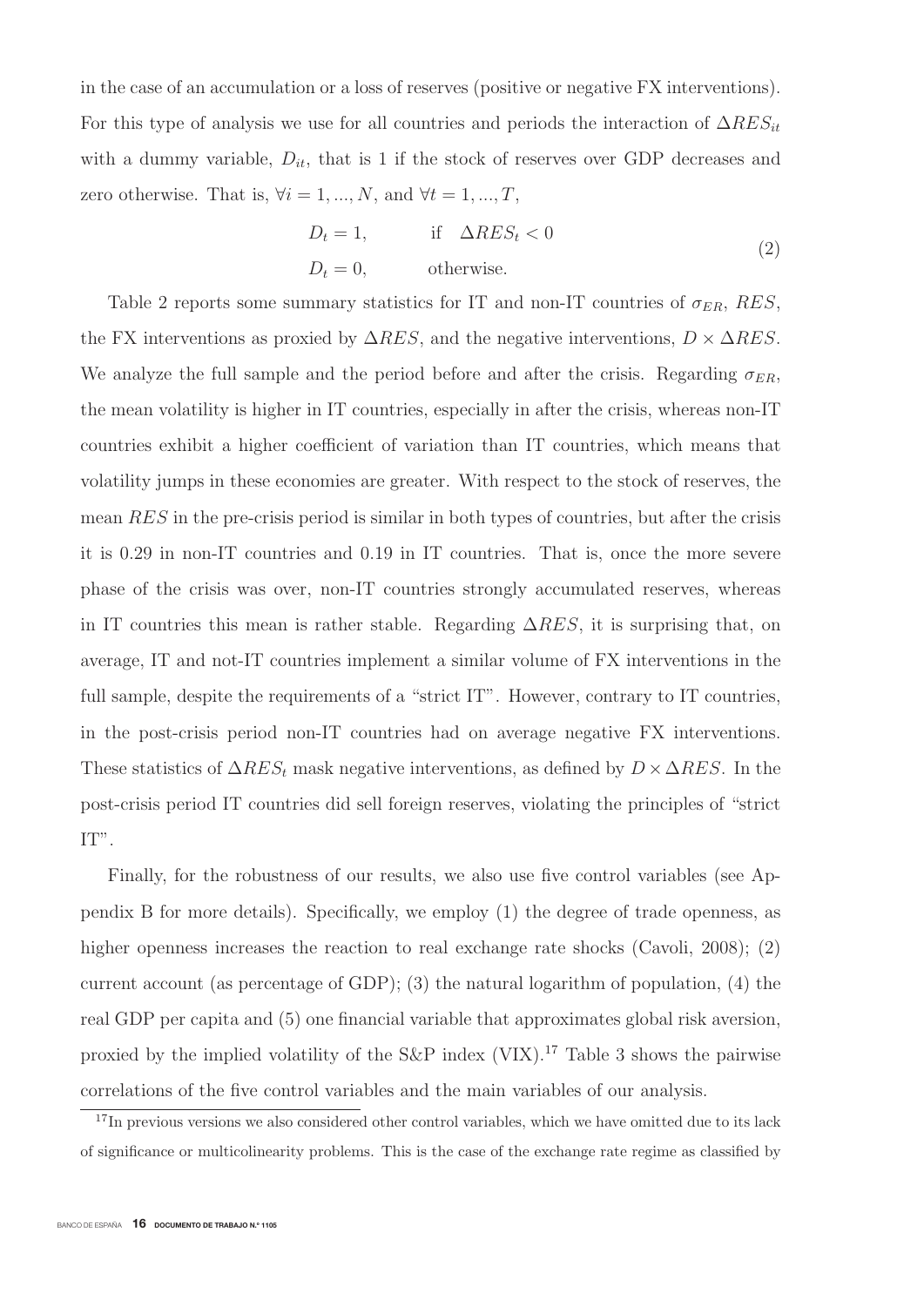in the case of an accumulation or a loss of reserves (positive or negative FX interventions). For this type of analysis we use for all countries and periods the interaction of $\Delta RES_{it}$ with a dummy variable, $D_{it}$, that is 1 if the stock of reserves over GDP decreases and zero otherwise. That is, $\forall i = 1, ..., N$, and $\forall t = 1, ..., T$,

$$
\begin{aligned}
D_t &= 1, \qquad \text{if} \quad \Delta RES_t < 0 \\
D_t &= 0, \qquad \text{otherwise.}
\end{aligned}
\tag{2}
$$

Table 2 reports some summary statistics for IT and non-IT countries of $\sigma_{ER}$, $RES$, the FX interventions as proxied by $\Delta RES$, and the negative interventions, $D \times \Delta RES$. We analyze the full sample and the period before and after the crisis. Regarding $\sigma_{ER}$, the mean volatility is higher in IT countries, especially in after the crisis, whereas non-IT countries exhibit a higher coefficient of variation than IT countries, which means that volatility jumps in these economies are greater. With respect to the stock of reserves, the mean $RES$ in the pre-crisis period is similar in both types of countries, but after the crisis it is 0.29 in non-IT countries and 0.19 in IT countries. That is, once the more severe phase of the crisis was over, non-IT countries strongly accumulated reserves, whereas in IT countries this mean is rather stable. Regarding $\Delta RES$, it is surprising that, on average, IT and not-IT countries implement a similar volume of FX interventions in the full sample, despite the requirements of a "strict IT". However, contrary to IT countries, in the post-crisis period non-IT countries had on average negative FX interventions. These statistics of $\Delta RES_t$ mask negative interventions, as defined by $D \times \Delta RES$. In the post-crisis period IT countries did sell foreign reserves, violating the principles of "strict IT".

Finally, for the robustness of our results, we also use five control variables (see Appendix B for more details). Specifically, we employ (1) the degree of trade openness, as higher openness increases the reaction to real exchange rate shocks (Cavoli, 2008); (2) current account (as percentage of GDP); (3) the natural logarithm of population, (4) the real GDP per capita and (5) one financial variable that approximates global risk aversion, proxied by the implied volatility of the S&P index (VIX).[17] Table 3 shows the pairwise correlations of the five control variables and the main variables of our analysis.

[17] In previous versions we also considered other control variables, which we have omitted due to its lack of significance or multicolinearity problems. This is the case of the exchange rate regime as classified by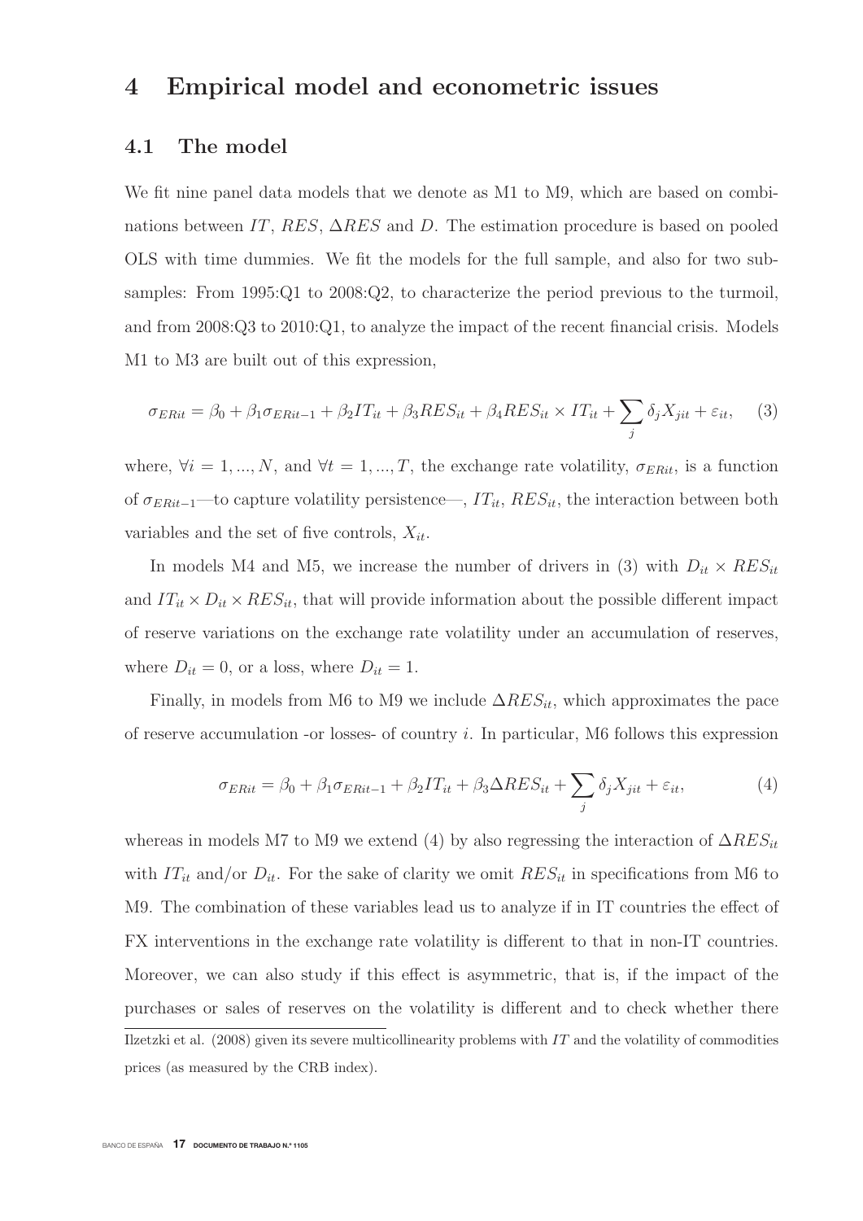# 4 Empirical model and econometric issues

## 4.1 The model

We fit nine panel data models that we denote as M1 to M9, which are based on combinations between $IT$, $RES$, $\Delta RES$ and $D$. The estimation procedure is based on pooled OLS with time dummies. We fit the models for the full sample, and also for two subsamples: From 1995:Q1 to 2008:Q2, to characterize the period previous to the turmoil, and from 2008:Q3 to 2010:Q1, to analyze the impact of the recent financial crisis. Models M1 to M3 are built out of this expression,

$$\sigma_{ERit} = \beta_0 + \beta_1 \sigma_{ERit-1} + \beta_2 IT_{it} + \beta_3 RES_{it} + \beta_4 RES_{it} \times IT_{it} + \sum_j \delta_j X_{jit} + \varepsilon_{it}, \quad (3)$$

where, $\forall i = 1, ..., N$, and $\forall t = 1, ..., T$, the exchange rate volatility, $\sigma_{ERit}$, is a function of $\sigma_{ERit-1}$—to capture volatility persistence—, $IT_{it}$, $RES_{it}$, the interaction between both variables and the set of five controls, $X_{it}$.

In models M4 and M5, we increase the number of drivers in (3) with $D_{it} \times RES_{it}$ and $IT_{it} \times D_{it} \times RES_{it}$, that will provide information about the possible different impact of reserve variations on the exchange rate volatility under an accumulation of reserves, where $D_{it} = 0$, or a loss, where $D_{it} = 1$.

Finally, in models from M6 to M9 we include $\Delta RES_{it}$, which approximates the pace of reserve accumulation -or losses- of country $i$. In particular, M6 follows this expression

$$\sigma_{ERit} = \beta_0 + \beta_1 \sigma_{ERit-1} + \beta_2 IT_{it} + \beta_3 \Delta RES_{it} + \sum_j \delta_j X_{jit} + \varepsilon_{it}, \quad (4)$$

whereas in models M7 to M9 we extend (4) by also regressing the interaction of $\Delta RES_{it}$ with $IT_{it}$ and/or $D_{it}$. For the sake of clarity we omit $RES_{it}$ in specifications from M6 to M9. The combination of these variables lead us to analyze if in IT countries the effect of FX interventions in the exchange rate volatility is different to that in non-IT countries. Moreover, we can also study if this effect is asymmetric, that is, if the impact of the purchases or sales of reserves on the volatility is different and to check whether there

Ilzetzki et al. (2008) given its severe multicollinearity problems with $IT$ and the volatility of commodities prices (as measured by the CRB index).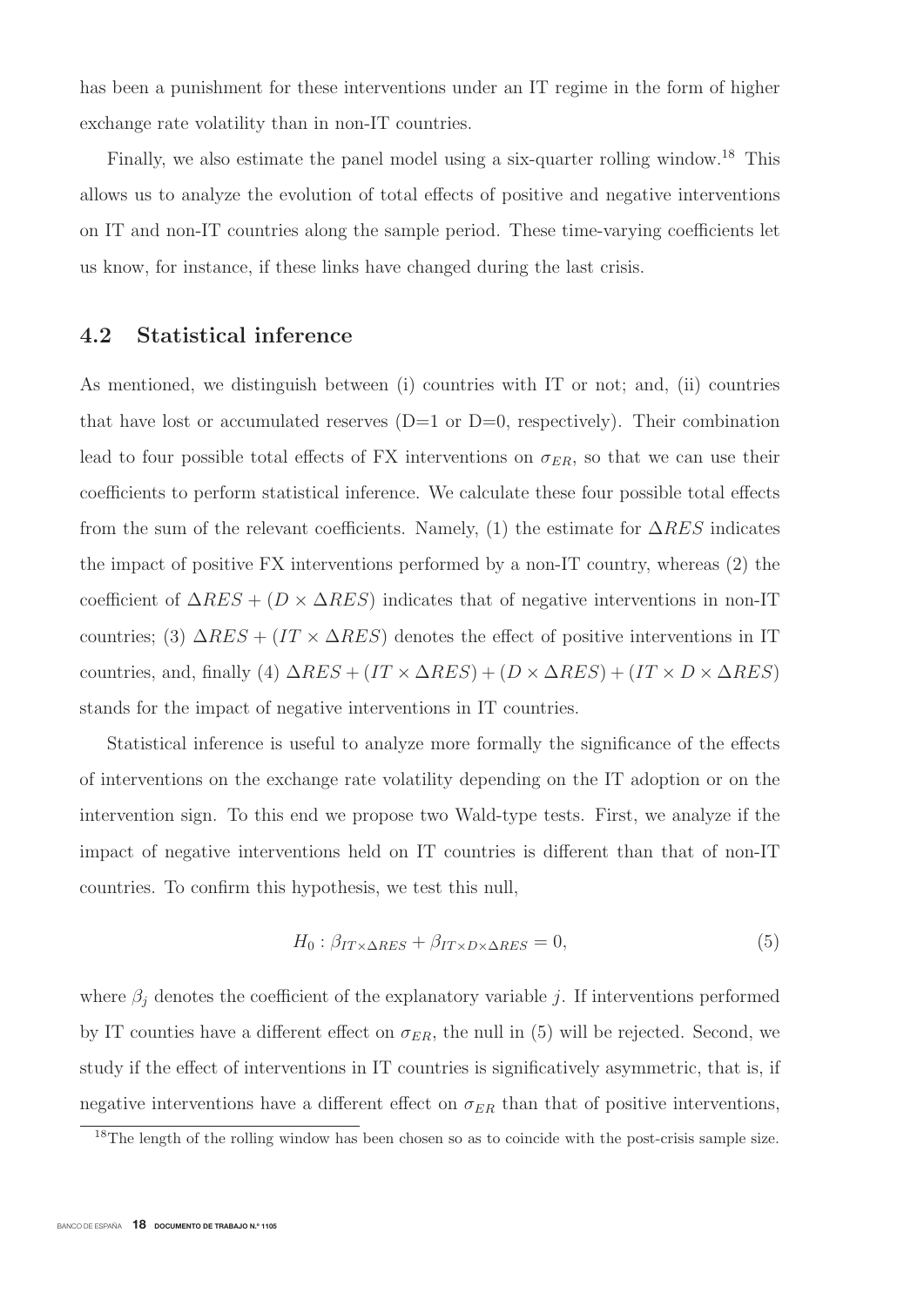has been a punishment for these interventions under an IT regime in the form of higher exchange rate volatility than in non-IT countries.

Finally, we also estimate the panel model using a six-quarter rolling window.[18] This allows us to analyze the evolution of total effects of positive and negative interventions on IT and non-IT countries along the sample period. These time-varying coefficients let us know, for instance, if these links have changed during the last crisis.

## 4.2 Statistical inference

As mentioned, we distinguish between (i) countries with IT or not; and, (ii) countries that have lost or accumulated reserves (D=1 or D=0, respectively). Their combination lead to four possible total effects of FX interventions on $\sigma_{ER}$, so that we can use their coefficients to perform statistical inference. We calculate these four possible total effects from the sum of the relevant coefficients. Namely, (1) the estimate for $\Delta RES$ indicates the impact of positive FX interventions performed by a non-IT country, whereas (2) the coefficient of $\Delta RES + (D \times \Delta RES)$ indicates that of negative interventions in non-IT countries; (3) $\Delta RES + (IT \times \Delta RES)$ denotes the effect of positive interventions in IT countries, and, finally (4) $\Delta RES + (IT \times \Delta RES) + (D \times \Delta RES) + (IT \times D \times \Delta RES)$ stands for the impact of negative interventions in IT countries.

Statistical inference is useful to analyze more formally the significance of the effects of interventions on the exchange rate volatility depending on the IT adoption or on the intervention sign. To this end we propose two Wald-type tests. First, we analyze if the impact of negative interventions held on IT countries is different than that of non-IT countries. To confirm this hypothesis, we test this null,

$$H_0 : \beta_{IT\times\Delta RES} + \beta_{IT\times D\times\Delta RES} = 0, \tag{5}$$

where $\beta_j$ denotes the coefficient of the explanatory variable $j$. If interventions performed by IT counties have a different effect on $\sigma_{ER}$, the null in (5) will be rejected. Second, we study if the effect of interventions in IT countries is significatively asymmetric, that is, if negative interventions have a different effect on $\sigma_{ER}$ than that of positive interventions,

[18] The length of the rolling window has been chosen so as to coincide with the post-crisis sample size.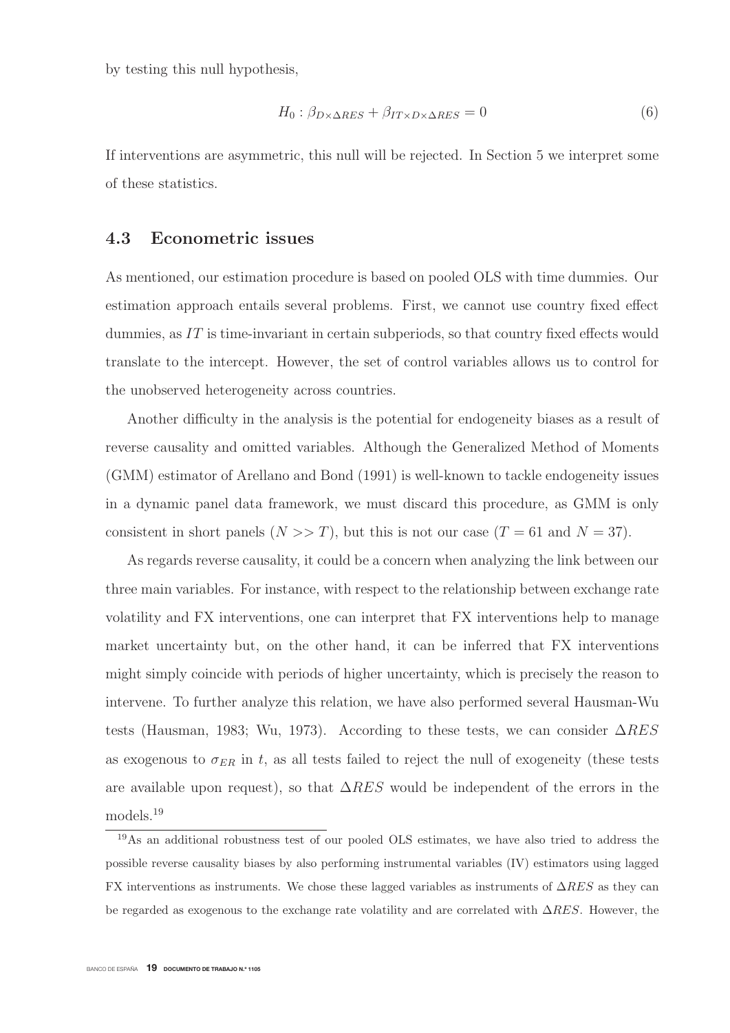by testing this null hypothesis,

$$H_0 : \beta_{D \times \Delta RES} + \beta_{IT \times D \times \Delta RES} = 0 \tag{6}$$

If interventions are asymmetric, this null will be rejected. In Section 5 we interpret some of these statistics.

### 4.3 Econometric issues

As mentioned, our estimation procedure is based on pooled OLS with time dummies. Our estimation approach entails several problems. First, we cannot use country fixed effect dummies, as $IT$ is time-invariant in certain subperiods, so that country fixed effects would translate to the intercept. However, the set of control variables allows us to control for the unobserved heterogeneity across countries.

Another difficulty in the analysis is the potential for endogeneity biases as a result of reverse causality and omitted variables. Although the Generalized Method of Moments (GMM) estimator of Arellano and Bond (1991) is well-known to tackle endogeneity issues in a dynamic panel data framework, we must discard this procedure, as GMM is only consistent in short panels ($N >> T$), but this is not our case ($T = 61$ and $N = 37$).

As regards reverse causality, it could be a concern when analyzing the link between our three main variables. For instance, with respect to the relationship between exchange rate volatility and FX interventions, one can interpret that FX interventions help to manage market uncertainty but, on the other hand, it can be inferred that FX interventions might simply coincide with periods of higher uncertainty, which is precisely the reason to intervene. To further analyze this relation, we have also performed several Hausman-Wu tests (Hausman, 1983; Wu, 1973). According to these tests, we can consider $\Delta RES$ as exogenous to $\sigma_{ER}$ in $t$, as all tests failed to reject the null of exogeneity (these tests are available upon request), so that $\Delta RES$ would be independent of the errors in the models.[19]

[19] As an additional robustness test of our pooled OLS estimates, we have also tried to address the possible reverse causality biases by also performing instrumental variables (IV) estimators using lagged FX interventions as instruments. We chose these lagged variables as instruments of $\Delta RES$ as they can be regarded as exogenous to the exchange rate volatility and are correlated with $\Delta RES$. However, the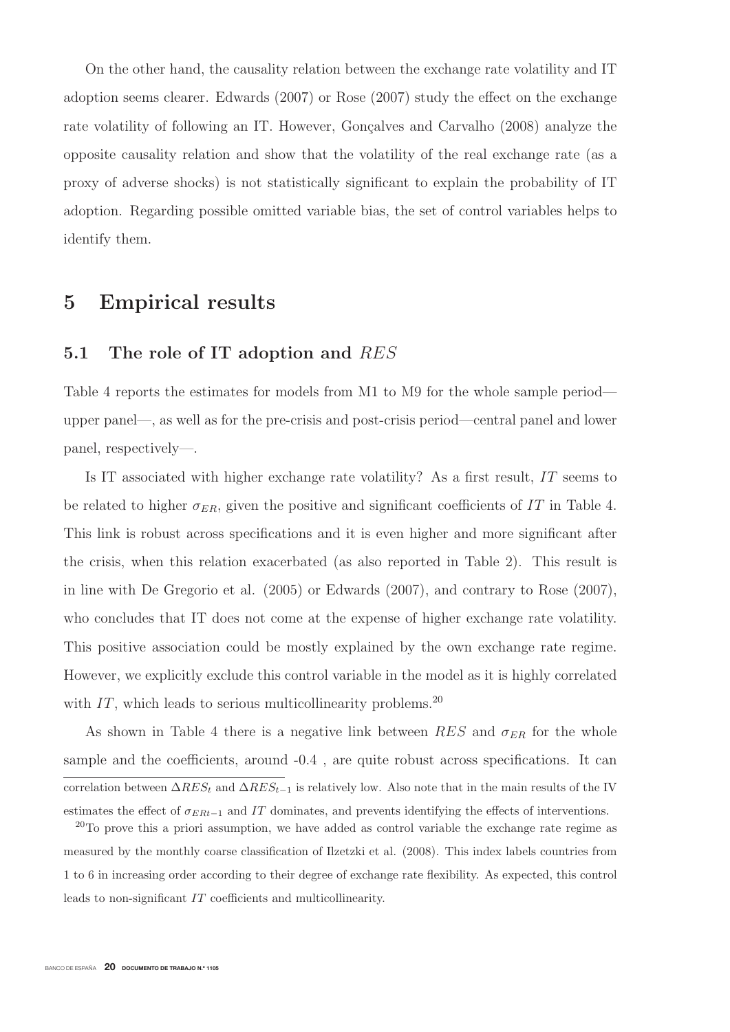On the other hand, the causality relation between the exchange rate volatility and IT adoption seems clearer. Edwards (2007) or Rose (2007) study the effect on the exchange rate volatility of following an IT. However, Gonçalves and Carvalho (2008) analyze the opposite causality relation and show that the volatility of the real exchange rate (as a proxy of adverse shocks) is not statistically significant to explain the probability of IT adoption. Regarding possible omitted variable bias, the set of control variables helps to identify them.

## 5 Empirical results

### 5.1 The role of IT adoption and $RES$

Table 4 reports the estimates for models from M1 to M9 for the whole sample period—upper panel—, as well as for the pre-crisis and post-crisis period—central panel and lower panel, respectively—.

Is IT associated with higher exchange rate volatility? As a first result, $IT$ seems to be related to higher $\sigma_{ER}$, given the positive and significant coefficients of $IT$ in Table 4. This link is robust across specifications and it is even higher and more significant after the crisis, when this relation exacerbated (as also reported in Table 2). This result is in line with De Gregorio et al. (2005) or Edwards (2007), and contrary to Rose (2007), who concludes that IT does not come at the expense of higher exchange rate volatility. This positive association could be mostly explained by the own exchange rate regime. However, we explicitly exclude this control variable in the model as it is highly correlated with $IT$, which leads to serious multicollinearity problems.[20]

As shown in Table 4 there is a negative link between $RES$ and $\sigma_{ER}$ for the whole sample and the coefficients, around -0.4 , are quite robust across specifications. It can

correlation between $\Delta RES_t$ and $\Delta RES_{t-1}$ is relatively low. Also note that in the main results of the IV estimates the effect of $\sigma_{ERt-1}$ and $IT$ dominates, and prevents identifying the effects of interventions.

[20]To prove this a priori assumption, we have added as control variable the exchange rate regime as measured by the monthly coarse classification of Ilzetzki et al. (2008). This index labels countries from 1 to 6 in increasing order according to their degree of exchange rate flexibility. As expected, this control leads to non-significant $IT$ coefficients and multicollinearity.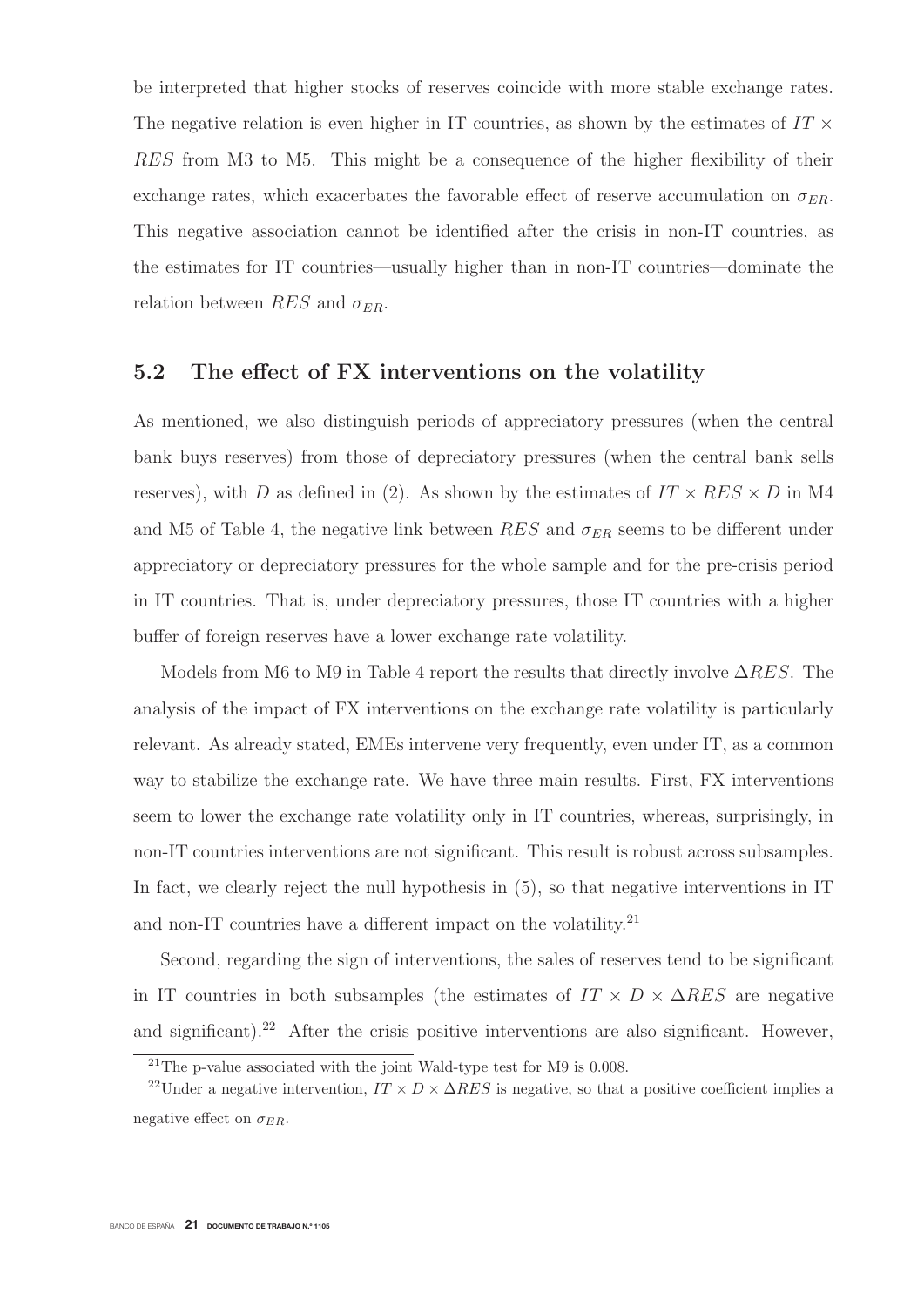be interpreted that higher stocks of reserves coincide with more stable exchange rates. The negative relation is even higher in IT countries, as shown by the estimates of $IT \times RES$ from M3 to M5. This might be a consequence of the higher flexibility of their exchange rates, which exacerbates the favorable effect of reserve accumulation on $\sigma_{ER}$. This negative association cannot be identified after the crisis in non-IT countries, as the estimates for IT countries—usually higher than in non-IT countries—dominate the relation between $RES$ and $\sigma_{ER}$.

## 5.2 The effect of FX interventions on the volatility

As mentioned, we also distinguish periods of appreciatory pressures (when the central bank buys reserves) from those of depreciatory pressures (when the central bank sells reserves), with $D$ as defined in (2). As shown by the estimates of $IT \times RES \times D$ in M4 and M5 of Table 4, the negative link between $RES$ and $\sigma_{ER}$ seems to be different under appreciatory or depreciatory pressures for the whole sample and for the pre-crisis period in IT countries. That is, under depreciatory pressures, those IT countries with a higher buffer of foreign reserves have a lower exchange rate volatility.

Models from M6 to M9 in Table 4 report the results that directly involve $\Delta RES$. The analysis of the impact of FX interventions on the exchange rate volatility is particularly relevant. As already stated, EMEs intervene very frequently, even under IT, as a common way to stabilize the exchange rate. We have three main results. First, FX interventions seem to lower the exchange rate volatility only in IT countries, whereas, surprisingly, in non-IT countries interventions are not significant. This result is robust across subsamples. In fact, we clearly reject the null hypothesis in (5), so that negative interventions in IT and non-IT countries have a different impact on the volatility.[21]

Second, regarding the sign of interventions, the sales of reserves tend to be significant in IT countries in both subsamples (the estimates of $IT \times D \times \Delta RES$ are negative and significant).[22] After the crisis positive interventions are also significant. However,

[21]The p-value associated with the joint Wald-type test for M9 is 0.008.

[22]Under a negative intervention, $IT \times D \times \Delta RES$ is negative, so that a positive coefficient implies a negative effect on $\sigma_{ER}$.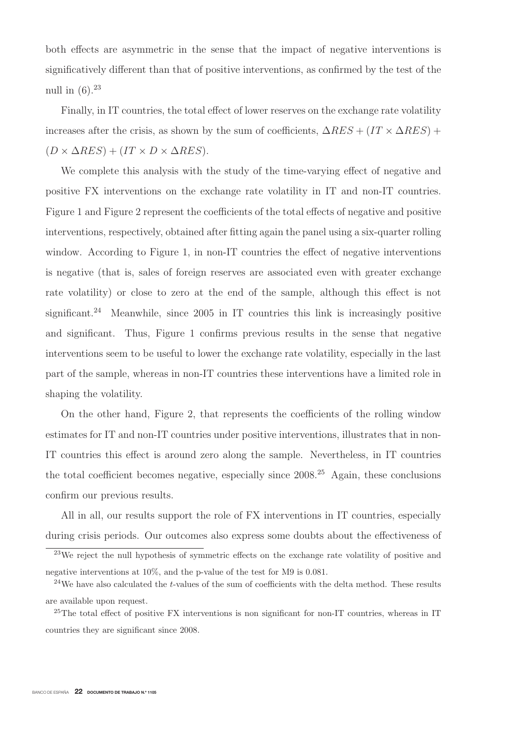both effects are asymmetric in the sense that the impact of negative interventions is significatively different than that of positive interventions, as confirmed by the test of the null in (6).[23]

Finally, in IT countries, the total effect of lower reserves on the exchange rate volatility increases after the crisis, as shown by the sum of coefficients, $\Delta RES + (IT \times \Delta RES) + (D \times \Delta RES) + (IT \times D \times \Delta RES)$.

We complete this analysis with the study of the time-varying effect of negative and positive FX interventions on the exchange rate volatility in IT and non-IT countries. Figure 1 and Figure 2 represent the coefficients of the total effects of negative and positive interventions, respectively, obtained after fitting again the panel using a six-quarter rolling window. According to Figure 1, in non-IT countries the effect of negative interventions is negative (that is, sales of foreign reserves are associated even with greater exchange rate volatility) or close to zero at the end of the sample, although this effect is not significant.[24] Meanwhile, since 2005 in IT countries this link is increasingly positive and significant. Thus, Figure 1 confirms previous results in the sense that negative interventions seem to be useful to lower the exchange rate volatility, especially in the last part of the sample, whereas in non-IT countries these interventions have a limited role in shaping the volatility.

On the other hand, Figure 2, that represents the coefficients of the rolling window estimates for IT and non-IT countries under positive interventions, illustrates that in non-IT countries this effect is around zero along the sample. Nevertheless, in IT countries the total coefficient becomes negative, especially since 2008.[25] Again, these conclusions confirm our previous results.

All in all, our results support the role of FX interventions in IT countries, especially during crisis periods. Our outcomes also express some doubts about the effectiveness of

[23] We reject the null hypothesis of symmetric effects on the exchange rate volatility of positive and negative interventions at 10%, and the p-value of the test for M9 is 0.081.

[24] We have also calculated the $t$-values of the sum of coefficients with the delta method. These results are available upon request.

[25] The total effect of positive FX interventions is non significant for non-IT countries, whereas in IT countries they are significant since 2008.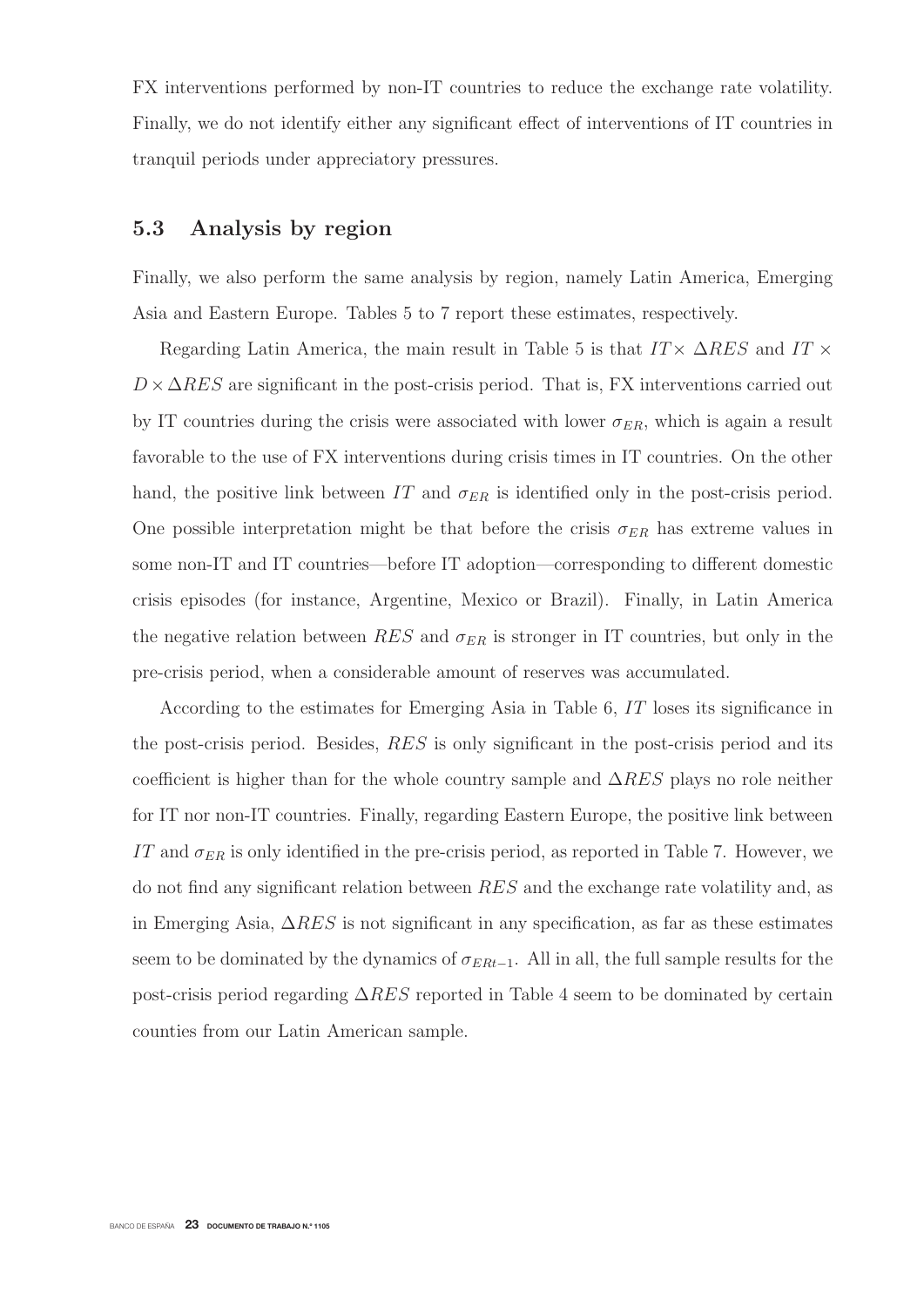FX interventions performed by non-IT countries to reduce the exchange rate volatility. Finally, we do not identify either any significant effect of interventions of IT countries in tranquil periods under appreciatory pressures.

## 5.3 Analysis by region

Finally, we also perform the same analysis by region, namely Latin America, Emerging Asia and Eastern Europe. Tables 5 to 7 report these estimates, respectively.

Regarding Latin America, the main result in Table 5 is that $IT\times \Delta RES$ and $IT \times D \times \Delta RES$ are significant in the post-crisis period. That is, FX interventions carried out by IT countries during the crisis were associated with lower $\sigma_{ER}$, which is again a result favorable to the use of FX interventions during crisis times in IT countries. On the other hand, the positive link between $IT$ and $\sigma_{ER}$ is identified only in the post-crisis period. One possible interpretation might be that before the crisis $\sigma_{ER}$ has extreme values in some non-IT and IT countries—before IT adoption—corresponding to different domestic crisis episodes (for instance, Argentine, Mexico or Brazil). Finally, in Latin America the negative relation between $RES$ and $\sigma_{ER}$ is stronger in IT countries, but only in the pre-crisis period, when a considerable amount of reserves was accumulated.

According to the estimates for Emerging Asia in Table 6, $IT$ loses its significance in the post-crisis period. Besides, $RES$ is only significant in the post-crisis period and its coefficient is higher than for the whole country sample and $\Delta RES$ plays no role neither for IT nor non-IT countries. Finally, regarding Eastern Europe, the positive link between $IT$ and $\sigma_{ER}$ is only identified in the pre-crisis period, as reported in Table 7. However, we do not find any significant relation between $RES$ and the exchange rate volatility and, as in Emerging Asia, $\Delta RES$ is not significant in any specification, as far as these estimates seem to be dominated by the dynamics of $\sigma_{ERt-1}$. All in all, the full sample results for the post-crisis period regarding $\Delta RES$ reported in Table 4 seem to be dominated by certain counties from our Latin American sample.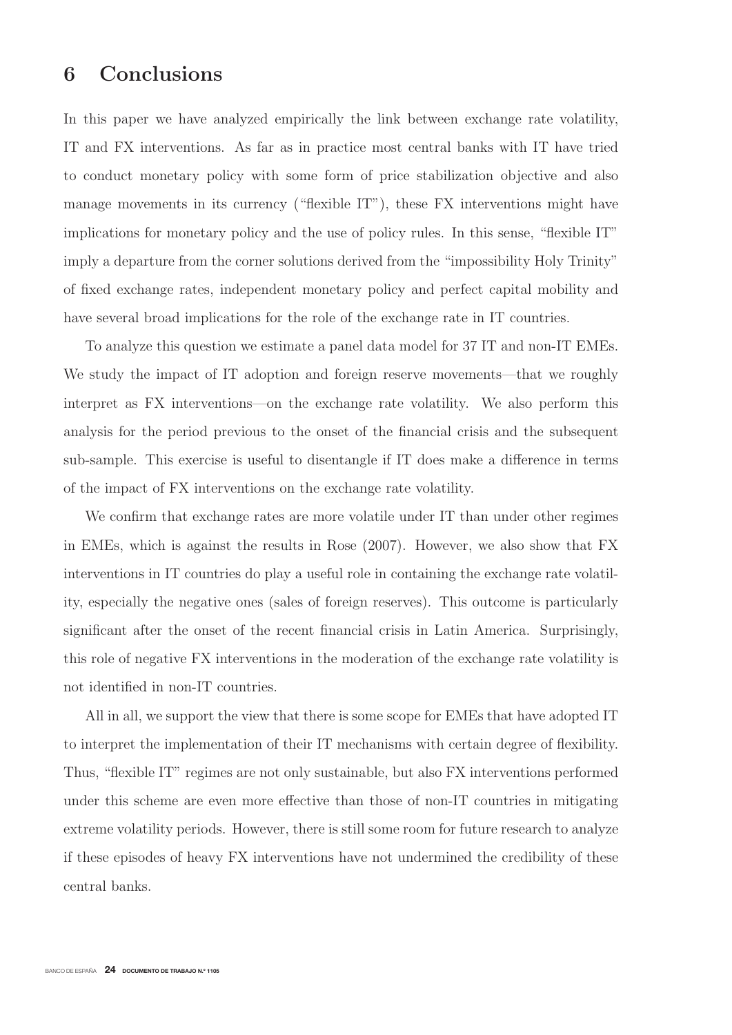# 6 Conclusions

In this paper we have analyzed empirically the link between exchange rate volatility, IT and FX interventions. As far as in practice most central banks with IT have tried to conduct monetary policy with some form of price stabilization objective and also manage movements in its currency ("flexible IT"), these FX interventions might have implications for monetary policy and the use of policy rules. In this sense, "flexible IT" imply a departure from the corner solutions derived from the "impossibility Holy Trinity" of fixed exchange rates, independent monetary policy and perfect capital mobility and have several broad implications for the role of the exchange rate in IT countries.

To analyze this question we estimate a panel data model for 37 IT and non-IT EMEs. We study the impact of IT adoption and foreign reserve movements—that we roughly interpret as FX interventions—on the exchange rate volatility. We also perform this analysis for the period previous to the onset of the financial crisis and the subsequent sub-sample. This exercise is useful to disentangle if IT does make a difference in terms of the impact of FX interventions on the exchange rate volatility.

We confirm that exchange rates are more volatile under IT than under other regimes in EMEs, which is against the results in Rose (2007). However, we also show that FX interventions in IT countries do play a useful role in containing the exchange rate volatility, especially the negative ones (sales of foreign reserves). This outcome is particularly significant after the onset of the recent financial crisis in Latin America. Surprisingly, this role of negative FX interventions in the moderation of the exchange rate volatility is not identified in non-IT countries.

All in all, we support the view that there is some scope for EMEs that have adopted IT to interpret the implementation of their IT mechanisms with certain degree of flexibility. Thus, "flexible IT" regimes are not only sustainable, but also FX interventions performed under this scheme are even more effective than those of non-IT countries in mitigating extreme volatility periods. However, there is still some room for future research to analyze if these episodes of heavy FX interventions have not undermined the credibility of these central banks.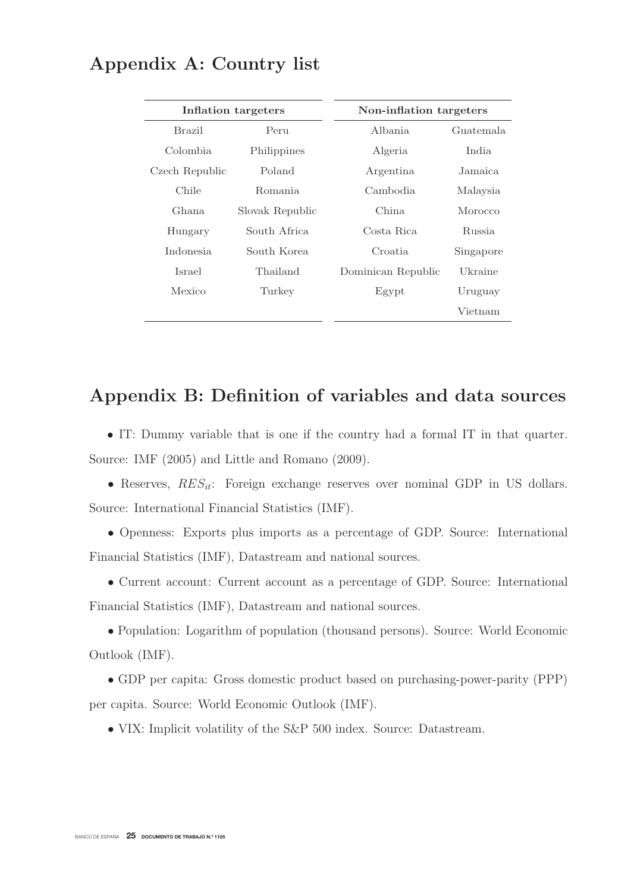## Appendix A: Country list

| Inflation targeters | | Non-inflation targeters | |
|---|---|---|---|
| Brazil | Peru | Albania | Guatemala |
| Colombia | Philippines | Algeria | India |
| Czech Republic | Poland | Argentina | Jamaica |
| Chile | Romania | Cambodia | Malaysia |
| Ghana | Slovak Republic | China | Morocco |
| Hungary | South Africa | Costa Rica | Russia |
| Indonesia | South Korea | Croatia | Singapore |
| Israel | Thailand | Dominican Republic | Ukraine |
| Mexico | Turkey | Egypt | Uruguay |
| | | | Vietnam |

## Appendix B: Definition of variables and data sources

- IT: Dummy variable that is one if the country had a formal IT in that quarter. Source: IMF (2005) and Little and Romano (2009).
- Reserves, $RES_{it}$: Foreign exchange reserves over nominal GDP in US dollars. Source: International Financial Statistics (IMF).
- Openness: Exports plus imports as a percentage of GDP. Source: International Financial Statistics (IMF), Datastream and national sources.
- Current account: Current account as a percentage of GDP. Source: International Financial Statistics (IMF), Datastream and national sources.
- Population: Logarithm of population (thousand persons). Source: World Economic Outlook (IMF).
- GDP per capita: Gross domestic product based on purchasing-power-parity (PPP) per capita. Source: World Economic Outlook (IMF).
- VIX: Implicit volatility of the S&P 500 index. Source: Datastream.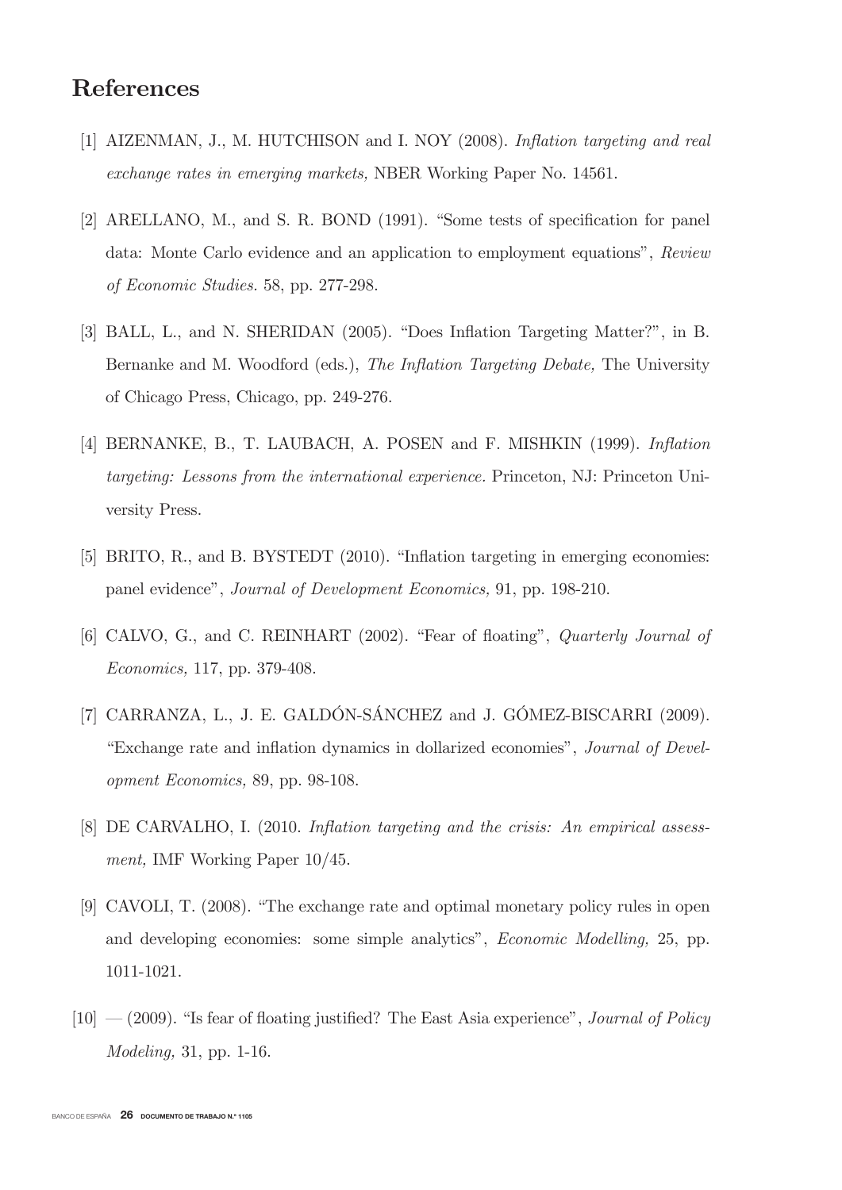# References

[1] AIZENMAN, J., M. HUTCHISON and I. NOY (2008). *Inflation targeting and real exchange rates in emerging markets,* NBER Working Paper No. 14561.

[2] ARELLANO, M., and S. R. BOND (1991). "Some tests of specification for panel data: Monte Carlo evidence and an application to employment equations", *Review of Economic Studies.* 58, pp. 277-298.

[3] BALL, L., and N. SHERIDAN (2005). "Does Inflation Targeting Matter?", in B. Bernanke and M. Woodford (eds.), *The Inflation Targeting Debate,* The University of Chicago Press, Chicago, pp. 249-276.

[4] BERNANKE, B., T. LAUBACH, A. POSEN and F. MISHKIN (1999). *Inflation targeting: Lessons from the international experience.* Princeton, NJ: Princeton University Press.

[5] BRITO, R., and B. BYSTEDT (2010). "Inflation targeting in emerging economies: panel evidence", *Journal of Development Economics,* 91, pp. 198-210.

[6] CALVO, G., and C. REINHART (2002). "Fear of floating", *Quarterly Journal of Economics,* 117, pp. 379-408.

[7] CARRANZA, L., J. E. GALDÓN-SÁNCHEZ and J. GÓMEZ-BISCARRI (2009). "Exchange rate and inflation dynamics in dollarized economies", *Journal of Development Economics,* 89, pp. 98-108.

[8] DE CARVALHO, I. (2010. *Inflation targeting and the crisis: An empirical assessment,* IMF Working Paper 10/45.

[9] CAVOLI, T. (2008). "The exchange rate and optimal monetary policy rules in open and developing economies: some simple analytics", *Economic Modelling,* 25, pp. 1011-1021.

[10] — (2009). "Is fear of floating justified? The East Asia experience", *Journal of Policy Modeling,* 31, pp. 1-16.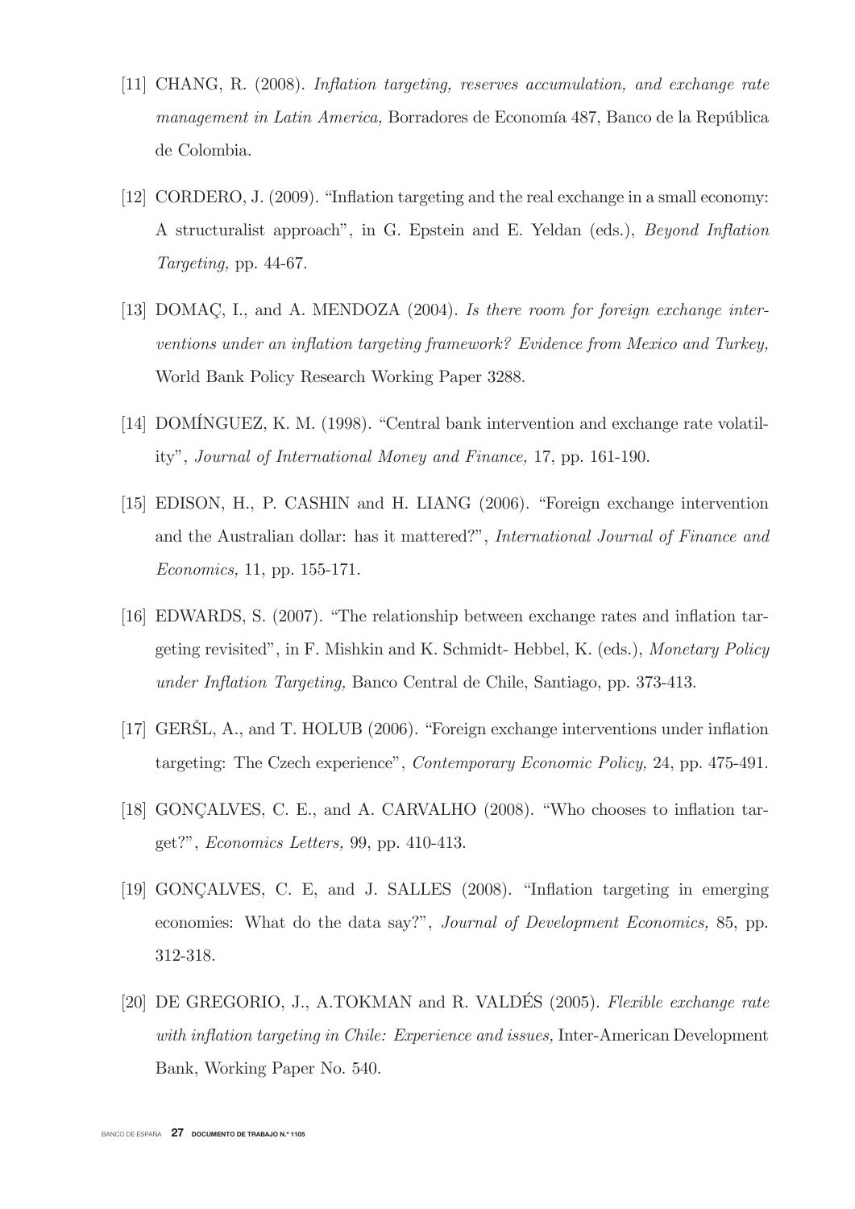[11] CHANG, R. (2008). *Inflation targeting, reserves accumulation, and exchange rate management in Latin America,* Borradores de Economía 487, Banco de la República de Colombia.

[12] CORDERO, J. (2009). "Inflation targeting and the real exchange in a small economy: A structuralist approach", in G. Epstein and E. Yeldan (eds.), *Beyond Inflation Targeting,* pp. 44-67.

[13] DOMAÇ, I., and A. MENDOZA (2004). *Is there room for foreign exchange interventions under an inflation targeting framework? Evidence from Mexico and Turkey,* World Bank Policy Research Working Paper 3288.

[14] DOMÍNGUEZ, K. M. (1998). "Central bank intervention and exchange rate volatility", *Journal of International Money and Finance,* 17, pp. 161-190.

[15] EDISON, H., P. CASHIN and H. LIANG (2006). "Foreign exchange intervention and the Australian dollar: has it mattered?", *International Journal of Finance and Economics,* 11, pp. 155-171.

[16] EDWARDS, S. (2007). "The relationship between exchange rates and inflation targeting revisited", in F. Mishkin and K. Schmidt- Hebbel, K. (eds.), *Monetary Policy under Inflation Targeting,* Banco Central de Chile, Santiago, pp. 373-413.

[17] GERŠL, A., and T. HOLUB (2006). "Foreign exchange interventions under inflation targeting: The Czech experience", *Contemporary Economic Policy,* 24, pp. 475-491.

[18] GONÇALVES, C. E., and A. CARVALHO (2008). "Who chooses to inflation target?", *Economics Letters,* 99, pp. 410-413.

[19] GONÇALVES, C. E, and J. SALLES (2008). "Inflation targeting in emerging economies: What do the data say?", *Journal of Development Economics,* 85, pp. 312-318.

[20] DE GREGORIO, J., A.TOKMAN and R. VALDÉS (2005). *Flexible exchange rate with inflation targeting in Chile: Experience and issues,* Inter-American Development Bank, Working Paper No. 540.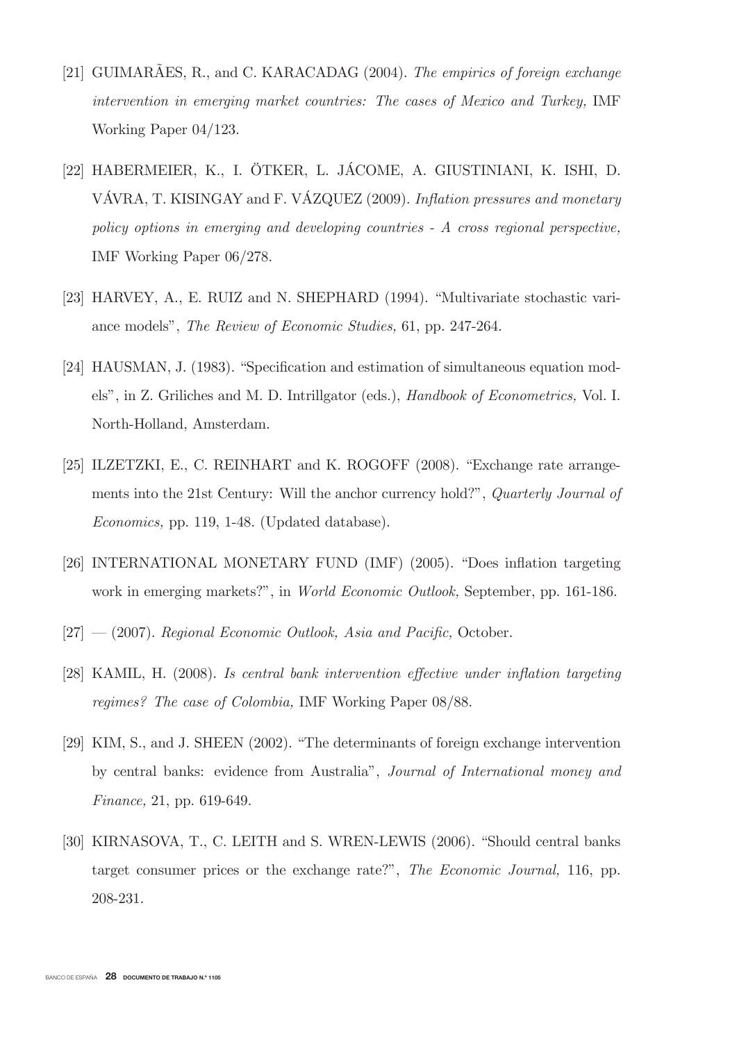[21] GUIMARÃES, R., and C. KARACADAG (2004). *The empirics of foreign exchange intervention in emerging market countries: The cases of Mexico and Turkey,* IMF Working Paper 04/123.

[22] HABERMEIER, K., I. ÖTKER, L. JÁCOME, A. GIUSTINIANI, K. ISHI, D. VÁVRA, T. KISINGAY and F. VÁZQUEZ (2009). *Inflation pressures and monetary policy options in emerging and developing countries - A cross regional perspective,* IMF Working Paper 06/278.

[23] HARVEY, A., E. RUIZ and N. SHEPHARD (1994). "Multivariate stochastic variance models", *The Review of Economic Studies,* 61, pp. 247-264.

[24] HAUSMAN, J. (1983). "Specification and estimation of simultaneous equation models", in Z. Griliches and M. D. Intrillgator (eds.), *Handbook of Econometrics,* Vol. I. North-Holland, Amsterdam.

[25] ILZETZKI, E., C. REINHART and K. ROGOFF (2008). "Exchange rate arrangements into the 21st Century: Will the anchor currency hold?", *Quarterly Journal of Economics,* pp. 119, 1-48. (Updated database).

[26] INTERNATIONAL MONETARY FUND (IMF) (2005). "Does inflation targeting work in emerging markets?", in *World Economic Outlook,* September, pp. 161-186.

[27] — (2007). *Regional Economic Outlook, Asia and Pacific,* October.

[28] KAMIL, H. (2008). *Is central bank intervention effective under inflation targeting regimes? The case of Colombia,* IMF Working Paper 08/88.

[29] KIM, S., and J. SHEEN (2002). "The determinants of foreign exchange intervention by central banks: evidence from Australia", *Journal of International money and Finance,* 21, pp. 619-649.

[30] KIRNASOVA, T., C. LEITH and S. WREN-LEWIS (2006). "Should central banks target consumer prices or the exchange rate?", *The Economic Journal,* 116, pp. 208-231.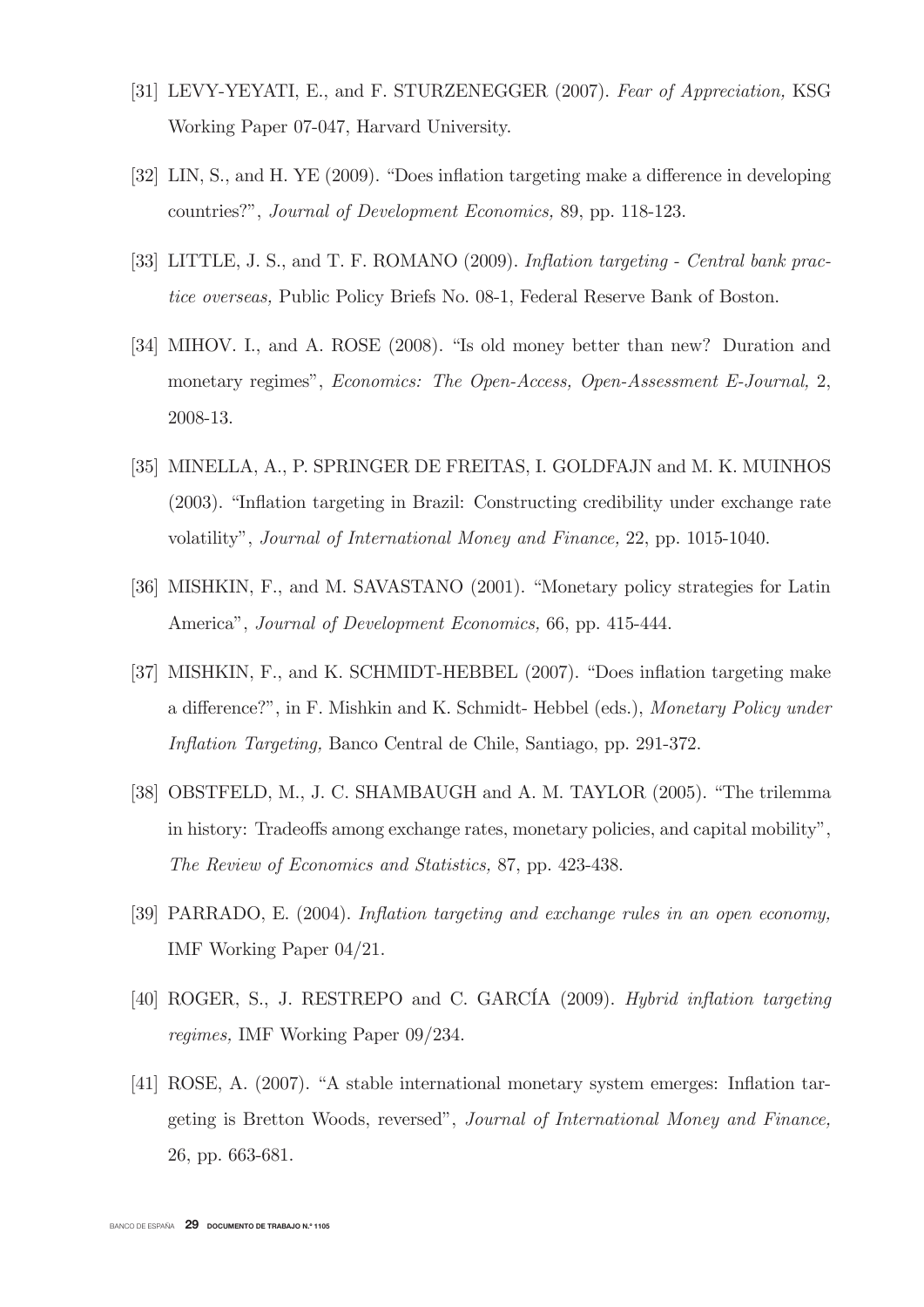[31] LEVY-YEYATI, E., and F. STURZENEGGER (2007). *Fear of Appreciation,* KSG Working Paper 07-047, Harvard University.

[32] LIN, S., and H. YE (2009). "Does inflation targeting make a difference in developing countries?", *Journal of Development Economics,* 89, pp. 118-123.

[33] LITTLE, J. S., and T. F. ROMANO (2009). *Inflation targeting - Central bank practice overseas,* Public Policy Briefs No. 08-1, Federal Reserve Bank of Boston.

[34] MIHOV. I., and A. ROSE (2008). "Is old money better than new? Duration and monetary regimes", *Economics: The Open-Access, Open-Assessment E-Journal,* 2, 2008-13.

[35] MINELLA, A., P. SPRINGER DE FREITAS, I. GOLDFAJN and M. K. MUINHOS (2003). "Inflation targeting in Brazil: Constructing credibility under exchange rate volatility", *Journal of International Money and Finance,* 22, pp. 1015-1040.

[36] MISHKIN, F., and M. SAVASTANO (2001). "Monetary policy strategies for Latin America", *Journal of Development Economics,* 66, pp. 415-444.

[37] MISHKIN, F., and K. SCHMIDT-HEBBEL (2007). "Does inflation targeting make a difference?", in F. Mishkin and K. Schmidt- Hebbel (eds.), *Monetary Policy under Inflation Targeting,* Banco Central de Chile, Santiago, pp. 291-372.

[38] OBSTFELD, M., J. C. SHAMBAUGH and A. M. TAYLOR (2005). "The trilemma in history: Tradeoffs among exchange rates, monetary policies, and capital mobility", *The Review of Economics and Statistics,* 87, pp. 423-438.

[39] PARRADO, E. (2004). *Inflation targeting and exchange rules in an open economy,* IMF Working Paper 04/21.

[40] ROGER, S., J. RESTREPO and C. GARCÍA (2009). *Hybrid inflation targeting regimes,* IMF Working Paper 09/234.

[41] ROSE, A. (2007). "A stable international monetary system emerges: Inflation targeting is Bretton Woods, reversed", *Journal of International Money and Finance,* 26, pp. 663-681.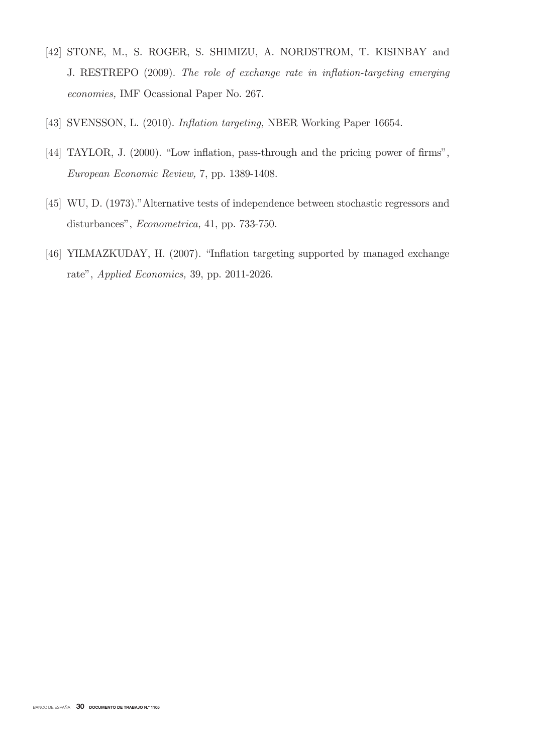[42] STONE, M., S. ROGER, S. SHIMIZU, A. NORDSTROM, T. KISINBAY and J. RESTREPO (2009). *The role of exchange rate in inflation-targeting emerging economies,* IMF Ocassional Paper No. 267.

[43] SVENSSON, L. (2010). *Inflation targeting,* NBER Working Paper 16654.

[44] TAYLOR, J. (2000). "Low inflation, pass-through and the pricing power of firms", *European Economic Review,* 7, pp. 1389-1408.

[45] WU, D. (1973)."Alternative tests of independence between stochastic regressors and disturbances", *Econometrica,* 41, pp. 733-750.

[46] YILMAZKUDAY, H. (2007). "Inflation targeting supported by managed exchange rate", *Applied Economics,* 39, pp. 2011-2026.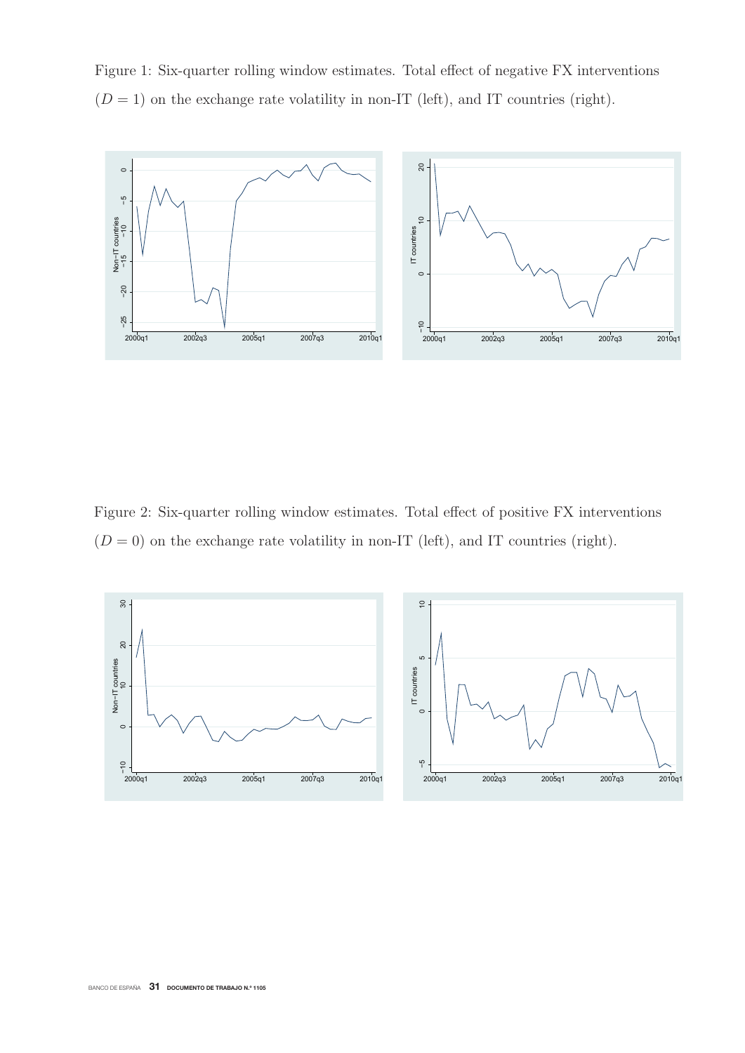Figure 1: Six-quarter rolling window estimates. Total effect of negative FX interventions ($D = 1$) on the exchange rate volatility in non-IT (left), and IT countries (right).

Figure 2: Six-quarter rolling window estimates. Total effect of positive FX interventions ($D = 0$) on the exchange rate volatility in non-IT (left), and IT countries (right).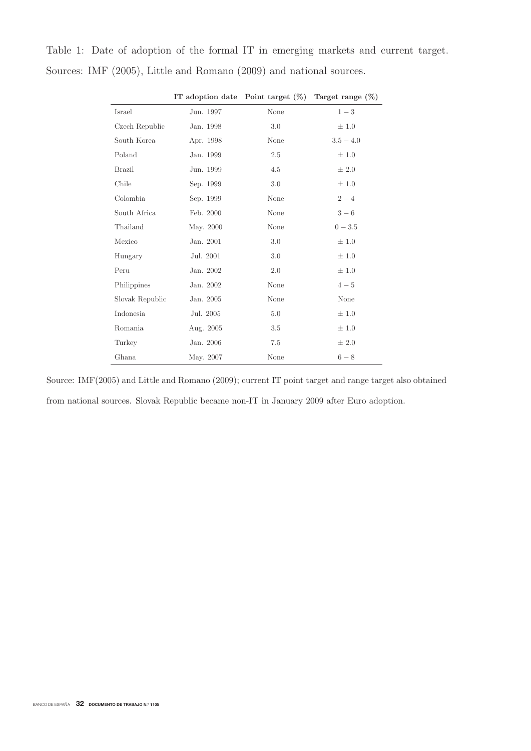Table 1: Date of adoption of the formal IT in emerging markets and current target. Sources: IMF (2005), Little and Romano (2009) and national sources.

| | **IT adoption date** | **Point target (%)** | **Target range (%)** |
|---|---|---|---|
| Israel | Jun. 1997 | None | $1-3$ |
| Czech Republic | Jan. 1998 | 3.0 | $\pm$ 1.0 |
| South Korea | Apr. 1998 | None | $3.5-4.0$ |
| Poland | Jan. 1999 | 2.5 | $\pm$ 1.0 |
| Brazil | Jun. 1999 | 4.5 | $\pm$ 2.0 |
| Chile | Sep. 1999 | 3.0 | $\pm$ 1.0 |
| Colombia | Sep. 1999 | None | $2-4$ |
| South Africa | Feb. 2000 | None | $3-6$ |
| Thailand | May. 2000 | None | $0-3.5$ |
| Mexico | Jan. 2001 | 3.0 | $\pm$ 1.0 |
| Hungary | Jul. 2001 | 3.0 | $\pm$ 1.0 |
| Peru | Jan. 2002 | 2.0 | $\pm$ 1.0 |
| Philippines | Jan. 2002 | None | $4-5$ |
| Slovak Republic | Jan. 2005 | None | None |
| Indonesia | Jul. 2005 | 5.0 | $\pm$ 1.0 |
| Romania | Aug. 2005 | 3.5 | $\pm$ 1.0 |
| Turkey | Jan. 2006 | 7.5 | $\pm$ 2.0 |
| Ghana | May. 2007 | None | $6-8$ |

Source: IMF(2005) and Little and Romano (2009); current IT point target and range target also obtained from national sources. Slovak Republic became non-IT in January 2009 after Euro adoption.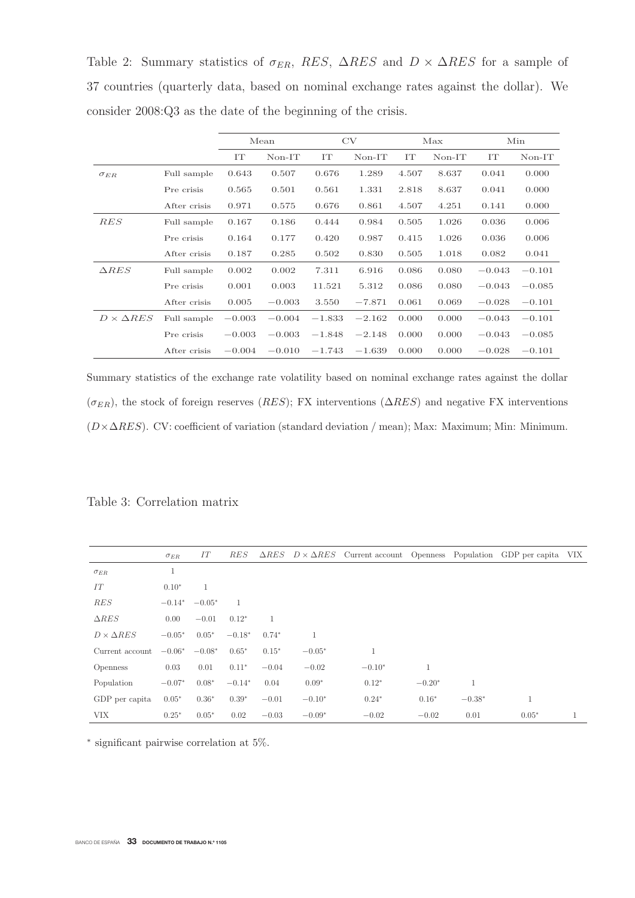Table 2: Summary statistics of $\sigma_{ER}$, $RES$, $\Delta RES$ and $D \times \Delta RES$ for a sample of 37 countries (quarterly data, based on nominal exchange rates against the dollar). We consider 2008:Q3 as the date of the beginning of the crisis.

| | | Mean | | CV | | Max | | Min | |
|---|---|---|---|---|---|---|---|---|---|
| | | IT | Non-IT | IT | Non-IT | IT | Non-IT | IT | Non-IT |
| $\sigma_{ER}$ | Full sample | 0.643 | 0.507 | 0.676 | 1.289 | 4.507 | 8.637 | 0.041 | 0.000 |
| | Pre crisis | 0.565 | 0.501 | 0.561 | 1.331 | 2.818 | 8.637 | 0.041 | 0.000 |
| | After crisis | 0.971 | 0.575 | 0.676 | 0.861 | 4.507 | 4.251 | 0.141 | 0.000 |
| $RES$ | Full sample | 0.167 | 0.186 | 0.444 | 0.984 | 0.505 | 1.026 | 0.036 | 0.006 |
| | Pre crisis | 0.164 | 0.177 | 0.420 | 0.987 | 0.415 | 1.026 | 0.036 | 0.006 |
| | After crisis | 0.187 | 0.285 | 0.502 | 0.830 | 0.505 | 1.018 | 0.082 | 0.041 |
| $\Delta RES$ | Full sample | 0.002 | 0.002 | 7.311 | 6.916 | 0.086 | 0.080 | $-0.043$ | $-0.101$ |
| | Pre crisis | 0.001 | 0.003 | 11.521 | 5.312 | 0.086 | 0.080 | $-0.043$ | $-0.085$ |
| | After crisis | 0.005 | $-0.003$ | 3.550 | $-7.871$ | 0.061 | 0.069 | $-0.028$ | $-0.101$ |
| $D \times \Delta RES$ | Full sample | $-0.003$ | $-0.004$ | $-1.833$ | $-2.162$ | 0.000 | 0.000 | $-0.043$ | $-0.101$ |
| | Pre crisis | $-0.003$ | $-0.003$ | $-1.848$ | $-2.148$ | 0.000 | 0.000 | $-0.043$ | $-0.085$ |
| | After crisis | $-0.004$ | $-0.010$ | $-1.743$ | $-1.639$ | 0.000 | 0.000 | $-0.028$ | $-0.101$ |

Summary statistics of the exchange rate volatility based on nominal exchange rates against the dollar ($\sigma_{ER}$), the stock of foreign reserves ($RES$); FX interventions ($\Delta RES$) and negative FX interventions ($D \times \Delta RES$). CV: coefficient of variation (standard deviation / mean); Max: Maximum; Min: Minimum.

Table 3: Correlation matrix

| | $\sigma_{ER}$ | $IT$ | $RES$ | $\Delta RES$ | $D \times \Delta RES$ | Current account | Openness | Population | GDP per capita | VIX |
|---|---|---|---|---|---|---|---|---|---|---|
| $\sigma_{ER}$ | 1 | | | | | | | | | |
| $IT$ | $0.10^*$ | 1 | | | | | | | | |
| $RES$ | $-0.14^*$ | $-0.05^*$ | 1 | | | | | | | |
| $\Delta RES$ | 0.00 | $-0.01$ | $0.12^*$ | 1 | | | | | | |
| $D \times \Delta RES$ | $-0.05^*$ | $0.05^*$ | $-0.18^*$ | $0.74^*$ | 1 | | | | | |
| Current account | $-0.06^*$ | $-0.08^*$ | $0.65^*$ | $0.15^*$ | $-0.05^*$ | 1 | | | | |
| Openness | 0.03 | 0.01 | $0.11^*$ | $-0.04$ | $-0.02$ | $-0.10^*$ | 1 | | | |
| Population | $-0.07^*$ | $0.08^*$ | $-0.14^*$ | 0.04 | $0.09^*$ | $0.12^*$ | $-0.20^*$ | 1 | | |
| GDP per capita | $0.05^*$ | $0.36^*$ | $0.39^*$ | $-0.01$ | $-0.10^*$ | $0.24^*$ | $0.16^*$ | $-0.38^*$ | 1 | |
| VIX | $0.25^*$ | $0.05^*$ | 0.02 | $-0.03$ | $-0.09^*$ | $-0.02$ | $-0.02$ | 0.01 | $0.05^*$ | 1 |

$^*$ significant pairwise correlation at 5%.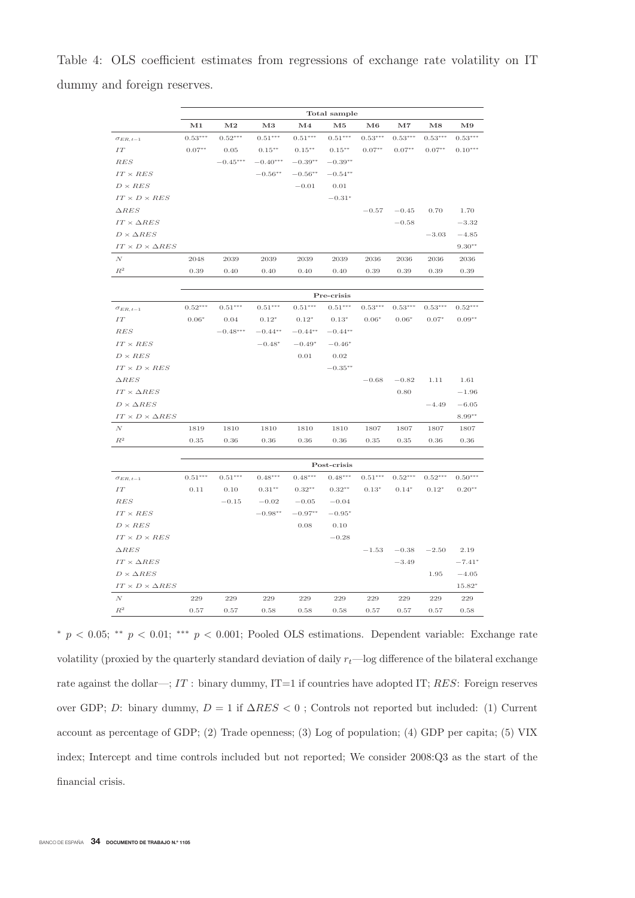Table 4: OLS coefficient estimates from regressions of exchange rate volatility on IT dummy and foreign reserves.

| | **Total sample** | | | | | | | | |
|---|---|---|---|---|---|---|---|---|---|
| | **M1** | **M2** | **M3** | **M4** | **M5** | **M6** | **M7** | **M8** | **M9** |
| $\sigma_{ER,t-1}$ | $0.53^{***}$ | $0.52^{***}$ | $0.51^{***}$ | $0.51^{***}$ | $0.51^{***}$ | $0.53^{***}$ | $0.53^{***}$ | $0.53^{***}$ | $0.53^{***}$ |
| $IT$ | $0.07^{**}$ | 0.05 | $0.15^{**}$ | $0.15^{**}$ | $0.15^{**}$ | $0.07^{**}$ | $0.07^{**}$ | $0.07^{**}$ | $0.10^{***}$ |
| $RES$ | | $-0.45^{***}$ | $-0.40^{***}$ | $-0.39^{**}$ | $-0.39^{**}$ | | | | |
| $IT \times RES$ | | | $-0.56^{**}$ | $-0.56^{**}$ | $-0.54^{**}$ | | | | |
| $D \times RES$ | | | | $-0.01$ | 0.01 | | | | |
| $IT \times D \times RES$ | | | | | $-0.31^{*}$ | | | | |
| $\Delta RES$ | | | | | | $-0.57$ | $-0.45$ | 0.70 | 1.70 |
| $IT \times \Delta RES$ | | | | | | | $-0.58$ | | $-3.32$ |
| $D \times \Delta RES$ | | | | | | | | $-3.03$ | $-4.85$ |
| $IT \times D \times \Delta RES$ | | | | | | | | | $9.30^{**}$ |
| $N$ | 2048 | 2039 | 2039 | 2039 | 2039 | 2036 | 2036 | 2036 | 2036 |
| $R^2$ | 0.39 | 0.40 | 0.40 | 0.40 | 0.40 | 0.39 | 0.39 | 0.39 | 0.39 |
| | **Pre-crisis** | | | | | | | | |
| $\sigma_{ER,t-1}$ | $0.52^{***}$ | $0.51^{***}$ | $0.51^{***}$ | $0.51^{***}$ | $0.51^{***}$ | $0.53^{***}$ | $0.53^{***}$ | $0.53^{***}$ | $0.52^{***}$ |
| $IT$ | $0.06^{*}$ | 0.04 | $0.12^{*}$ | $0.12^{*}$ | $0.13^{*}$ | $0.06^{*}$ | $0.06^{*}$ | $0.07^{*}$ | $0.09^{**}$ |
| $RES$ | | $-0.48^{***}$ | $-0.44^{**}$ | $-0.44^{**}$ | $-0.44^{**}$ | | | | |
| $IT \times RES$ | | | $-0.48^{*}$ | $-0.49^{*}$ | $-0.46^{*}$ | | | | |
| $D \times RES$ | | | | 0.01 | 0.02 | | | | |
| $IT \times D \times RES$ | | | | | $-0.35^{**}$ | | | | |
| $\Delta RES$ | | | | | | $-0.68$ | $-0.82$ | 1.11 | 1.61 |
| $IT \times \Delta RES$ | | | | | | | 0.80 | | $-1.96$ |
| $D \times \Delta RES$ | | | | | | | | $-4.49$ | $-6.05$ |
| $IT \times D \times \Delta RES$ | | | | | | | | | $8.99^{**}$ |
| $N$ | 1819 | 1810 | 1810 | 1810 | 1810 | 1807 | 1807 | 1807 | 1807 |
| $R^2$ | 0.35 | 0.36 | 0.36 | 0.36 | 0.36 | 0.35 | 0.35 | 0.36 | 0.36 |
| | **Post-crisis** | | | | | | | | |
| $\sigma_{ER,t-1}$ | $0.51^{***}$ | $0.51^{***}$ | $0.48^{***}$ | $0.48^{***}$ | $0.48^{***}$ | $0.51^{***}$ | $0.52^{***}$ | $0.52^{***}$ | $0.50^{***}$ |
| $IT$ | 0.11 | 0.10 | $0.31^{**}$ | $0.32^{**}$ | $0.32^{**}$ | $0.13^{*}$ | $0.14^{*}$ | $0.12^{*}$ | $0.20^{**}$ |
| $RES$ | | $-0.15$ | $-0.02$ | $-0.05$ | $-0.04$ | | | | |
| $IT \times RES$ | | | $-0.98^{**}$ | $-0.97^{**}$ | $-0.95^{*}$ | | | | |
| $D \times RES$ | | | | 0.08 | 0.10 | | | | |
| $IT \times D \times RES$ | | | | | $-0.28$ | | | | |
| $\Delta RES$ | | | | | | $-1.53$ | $-0.38$ | $-2.50$ | 2.19 |
| $IT \times \Delta RES$ | | | | | | | $-3.49$ | | $-7.41^{*}$ |
| $D \times \Delta RES$ | | | | | | | | 1.95 | $-4.05$ |
| $IT \times D \times \Delta RES$ | | | | | | | | | $15.82^{*}$ |
| $N$ | 229 | 229 | 229 | 229 | 229 | 229 | 229 | 229 | 229 |
| $R^2$ | 0.57 | 0.57 | 0.58 | 0.58 | 0.58 | 0.57 | 0.57 | 0.57 | 0.58 |

$^{*}$ $p < 0.05$; $^{**}$ $p < 0.01$; $^{***}$ $p < 0.001$; Pooled OLS estimations. Dependent variable: Exchange rate volatility (proxied by the quarterly standard deviation of daily $r_t$—log difference of the bilateral exchange rate against the dollar—; $IT$ : binary dummy, IT=1 if countries have adopted IT; $RES$: Foreign reserves over GDP; $D$: binary dummy, $D = 1$ if $\Delta RES < 0$ ; Controls not reported but included: (1) Current account as percentage of GDP; (2) Trade openness; (3) Log of population; (4) GDP per capita; (5) VIX index; Intercept and time controls included but not reported; We consider 2008:Q3 as the start of the financial crisis.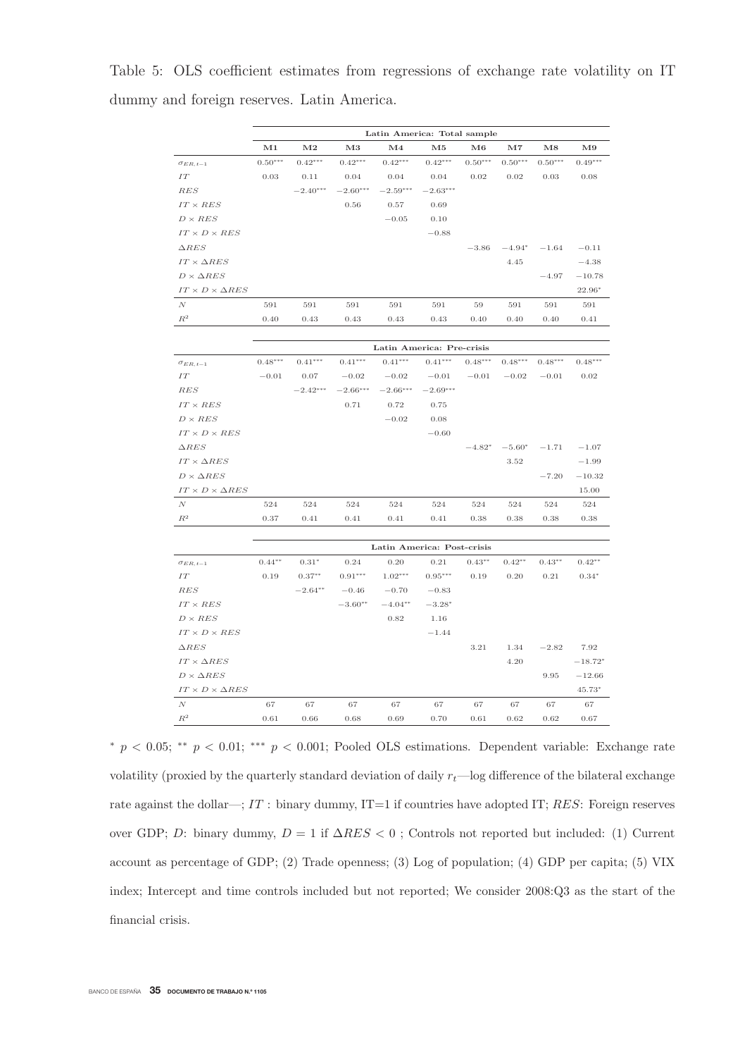Table 5: OLS coefficient estimates from regressions of exchange rate volatility on IT dummy and foreign reserves. Latin America.

| | Latin America: Total sample | | | | | | | | |
|---|---|---|---|---|---|---|---|---|---|
| | M1 | M2 | M3 | M4 | M5 | M6 | M7 | M8 | M9 |
| $\sigma_{ER,t-1}$ | $0.50^{***}$ | $0.42^{***}$ | $0.42^{***}$ | $0.42^{***}$ | $0.42^{***}$ | $0.50^{***}$ | $0.50^{***}$ | $0.50^{***}$ | $0.49^{***}$ |
| $IT$ | 0.03 | 0.11 | 0.04 | 0.04 | 0.04 | 0.02 | 0.02 | 0.03 | 0.08 |
| $RES$ | | $-2.40^{***}$ | $-2.60^{***}$ | $-2.59^{***}$ | $-2.63^{***}$ | | | | |
| $IT \times RES$ | | | 0.56 | 0.57 | 0.69 | | | | |
| $D \times RES$ | | | | $-0.05$ | 0.10 | | | | |
| $IT \times D \times RES$ | | | | | $-0.88$ | | | | |
| $\Delta RES$ | | | | | | $-3.86$ | $-4.94^{*}$ | $-1.64$ | $-0.11$ |
| $IT \times \Delta RES$ | | | | | | | 4.45 | | $-4.38$ |
| $D \times \Delta RES$ | | | | | | | | $-4.97$ | $-10.78$ |
| $IT \times D \times \Delta RES$ | | | | | | | | | $22.96^{*}$ |
| $N$ | 591 | 591 | 591 | 591 | 591 | 59 | 591 | 591 | 591 |
| $R^2$ | 0.40 | 0.43 | 0.43 | 0.43 | 0.43 | 0.40 | 0.40 | 0.40 | 0.41 |
| | Latin America: Pre-crisis | | | | | | | | |
| $\sigma_{ER,t-1}$ | $0.48^{***}$ | $0.41^{***}$ | $0.41^{***}$ | $0.41^{***}$ | $0.41^{***}$ | $0.48^{***}$ | $0.48^{***}$ | $0.48^{***}$ | $0.48^{***}$ |
| $IT$ | $-0.01$ | 0.07 | $-0.02$ | $-0.02$ | $-0.01$ | $-0.01$ | $-0.02$ | $-0.01$ | 0.02 |
| $RES$ | | $-2.42^{***}$ | $-2.66^{***}$ | $-2.66^{***}$ | $-2.69^{***}$ | | | | |
| $IT \times RES$ | | | 0.71 | 0.72 | 0.75 | | | | |
| $D \times RES$ | | | | $-0.02$ | 0.08 | | | | |
| $IT \times D \times RES$ | | | | | $-0.60$ | | | | |
| $\Delta RES$ | | | | | | $-4.82^{*}$ | $-5.60^{*}$ | $-1.71$ | $-1.07$ |
| $IT \times \Delta RES$ | | | | | | | 3.52 | | $-1.99$ |
| $D \times \Delta RES$ | | | | | | | | $-7.20$ | $-10.32$ |
| $IT \times D \times \Delta RES$ | | | | | | | | | 15.00 |
| $N$ | 524 | 524 | 524 | 524 | 524 | 524 | 524 | 524 | 524 |
| $R^2$ | 0.37 | 0.41 | 0.41 | 0.41 | 0.41 | 0.38 | 0.38 | 0.38 | 0.38 |
| | Latin America: Post-crisis | | | | | | | | |
| $\sigma_{ER,t-1}$ | $0.44^{**}$ | $0.31^{*}$ | 0.24 | 0.20 | 0.21 | $0.43^{**}$ | $0.42^{**}$ | $0.43^{**}$ | $0.42^{**}$ |
| $IT$ | 0.19 | $0.37^{**}$ | $0.91^{***}$ | $1.02^{***}$ | $0.95^{***}$ | 0.19 | 0.20 | 0.21 | $0.34^{*}$ |
| $RES$ | | $-2.64^{**}$ | $-0.46$ | $-0.70$ | $-0.83$ | | | | |
| $IT \times RES$ | | | $-3.60^{**}$ | $-4.04^{**}$ | $-3.28^{*}$ | | | | |
| $D \times RES$ | | | | 0.82 | 1.16 | | | | |
| $IT \times D \times RES$ | | | | | $-1.44$ | | | | |
| $\Delta RES$ | | | | | | 3.21 | 1.34 | $-2.82$ | 7.92 |
| $IT \times \Delta RES$ | | | | | | | 4.20 | | $-18.72^{*}$ |
| $D \times \Delta RES$ | | | | | | | | 9.95 | $-12.66$ |
| $IT \times D \times \Delta RES$ | | | | | | | | | $45.73^{*}$ |
| $N$ | 67 | 67 | 67 | 67 | 67 | 67 | 67 | 67 | 67 |
| $R^2$ | 0.61 | 0.66 | 0.68 | 0.69 | 0.70 | 0.61 | 0.62 | 0.62 | 0.67 |

$^{*}$ $p < 0.05$; $^{**}$ $p < 0.01$; $^{***}$ $p < 0.001$; Pooled OLS estimations. Dependent variable: Exchange rate volatility (proxied by the quarterly standard deviation of daily $r_t$—log difference of the bilateral exchange rate against the dollar—; $IT$ : binary dummy, IT=1 if countries have adopted IT; $RES$: Foreign reserves over GDP; $D$: binary dummy, $D = 1$ if $\Delta RES < 0$ ; Controls not reported but included: (1) Current account as percentage of GDP; (2) Trade openness; (3) Log of population; (4) GDP per capita; (5) VIX index; Intercept and time controls included but not reported; We consider 2008:Q3 as the start of the financial crisis.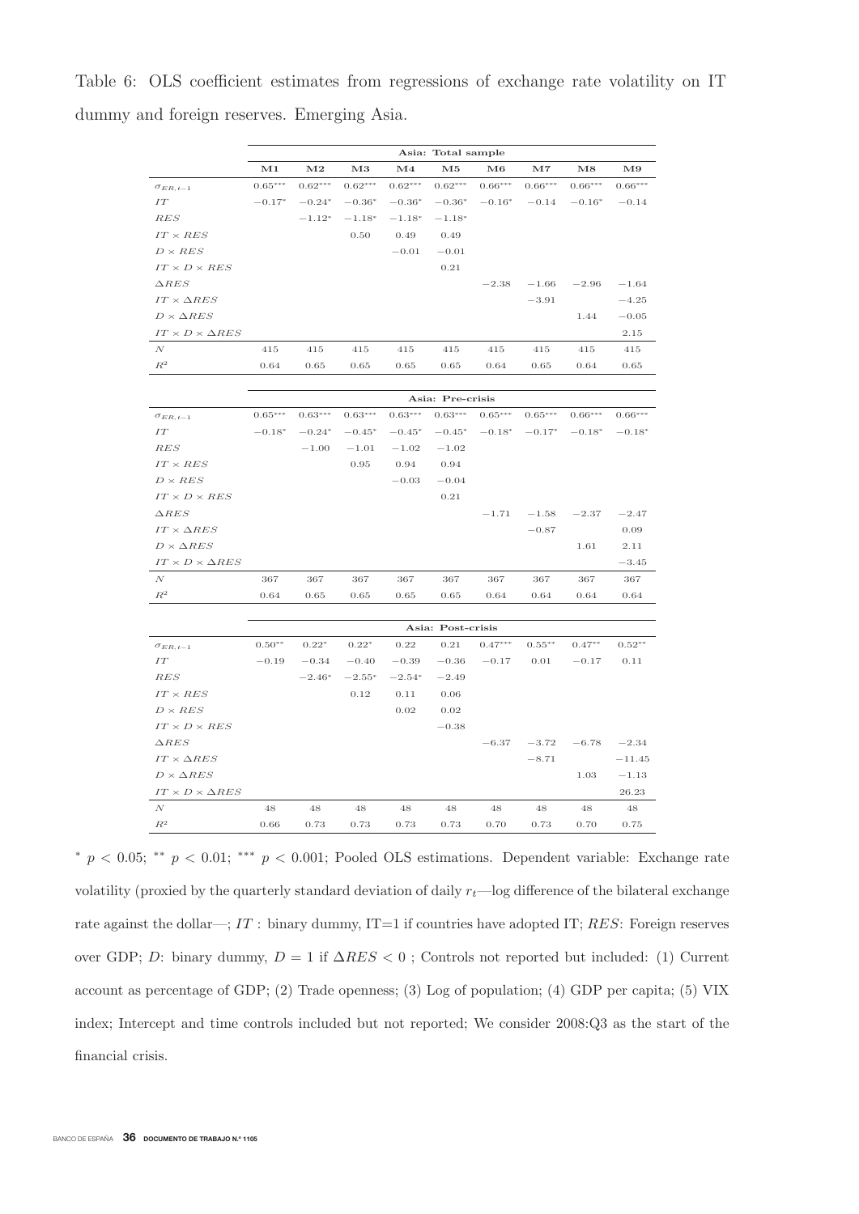Table 6: OLS coefficient estimates from regressions of exchange rate volatility on IT dummy and foreign reserves. Emerging Asia.

| | Asia: Total sample | | | | | | | | |
|---|---|---|---|---|---|---|---|---|---|
| | **M1** | **M2** | **M3** | **M4** | **M5** | **M6** | **M7** | **M8** | **M9** |
| $\sigma_{ER,t-1}$ | $0.65^{***}$ | $0.62^{***}$ | $0.62^{***}$ | $0.62^{***}$ | $0.62^{***}$ | $0.66^{***}$ | $0.66^{***}$ | $0.66^{***}$ | $0.66^{***}$ |
| $IT$ | $-0.17^{*}$ | $-0.24^{*}$ | $-0.36^{*}$ | $-0.36^{*}$ | $-0.36^{*}$ | $-0.16^{*}$ | $-0.14$ | $-0.16^{*}$ | $-0.14$ |
| $RES$ | | $-1.12^{*}$ | $-1.18^{*}$ | $-1.18^{*}$ | $-1.18^{*}$ | | | | |
| $IT \times RES$ | | | $0.50$ | $0.49$ | $0.49$ | | | | |
| $D \times RES$ | | | | $-0.01$ | $-0.01$ | | | | |
| $IT \times D \times RES$ | | | | | $0.21$ | | | | |
| $\Delta RES$ | | | | | | $-2.38$ | $-1.66$ | $-2.96$ | $-1.64$ |
| $IT \times \Delta RES$ | | | | | | | $-3.91$ | | $-4.25$ |
| $D \times \Delta RES$ | | | | | | | | $1.44$ | $-0.05$ |
| $IT \times D \times \Delta RES$ | | | | | | | | | $2.15$ |
| $N$ | 415 | 415 | 415 | 415 | 415 | 415 | 415 | 415 | 415 |
| $R^2$ | 0.64 | 0.65 | 0.65 | 0.65 | 0.65 | 0.64 | 0.65 | 0.64 | 0.65 |

| | Asia: Pre-crisis | | | | | | | | |
|---|---|---|---|---|---|---|---|---|---|
| $\sigma_{ER,t-1}$ | $0.65^{***}$ | $0.63^{***}$ | $0.63^{***}$ | $0.63^{***}$ | $0.63^{***}$ | $0.65^{***}$ | $0.65^{***}$ | $0.66^{***}$ | $0.66^{***}$ |
| $IT$ | $-0.18^{*}$ | $-0.24^{*}$ | $-0.45^{*}$ | $-0.45^{*}$ | $-0.45^{*}$ | $-0.18^{*}$ | $-0.17^{*}$ | $-0.18^{*}$ | $-0.18^{*}$ |
| $RES$ | | $-1.00$ | $-1.01$ | $-1.02$ | $-1.02$ | | | | |
| $IT \times RES$ | | | $0.95$ | $0.94$ | $0.94$ | | | | |
| $D \times RES$ | | | | $-0.03$ | $-0.04$ | | | | |
| $IT \times D \times RES$ | | | | | $0.21$ | | | | |
| $\Delta RES$ | | | | | | $-1.71$ | $-1.58$ | $-2.37$ | $-2.47$ |
| $IT \times \Delta RES$ | | | | | | | $-0.87$ | | $0.09$ |
| $D \times \Delta RES$ | | | | | | | | $1.61$ | $2.11$ |
| $IT \times D \times \Delta RES$ | | | | | | | | | $-3.45$ |
| $N$ | 367 | 367 | 367 | 367 | 367 | 367 | 367 | 367 | 367 |
| $R^2$ | 0.64 | 0.65 | 0.65 | 0.65 | 0.65 | 0.64 | 0.64 | 0.64 | 0.64 |

| | Asia: Post-crisis | | | | | | | | |
|---|---|---|---|---|---|---|---|---|---|
| $\sigma_{ER,t-1}$ | $0.50^{**}$ | $0.22^{*}$ | $0.22^{*}$ | $0.22$ | $0.21$ | $0.47^{***}$ | $0.55^{**}$ | $0.47^{**}$ | $0.52^{**}$ |
| $IT$ | $-0.19$ | $-0.34$ | $-0.40$ | $-0.39$ | $-0.36$ | $-0.17$ | $0.01$ | $-0.17$ | $0.11$ |
| $RES$ | | $-2.46^{*}$ | $-2.55^{*}$ | $-2.54^{*}$ | $-2.49$ | | | | |
| $IT \times RES$ | | | $0.12$ | $0.11$ | $0.06$ | | | | |
| $D \times RES$ | | | | $0.02$ | $0.02$ | | | | |
| $IT \times D \times RES$ | | | | | $-0.38$ | | | | |
| $\Delta RES$ | | | | | | $-6.37$ | $-3.72$ | $-6.78$ | $-2.34$ |
| $IT \times \Delta RES$ | | | | | | | $-8.71$ | | $-11.45$ |
| $D \times \Delta RES$ | | | | | | | | $1.03$ | $-1.13$ |
| $IT \times D \times \Delta RES$ | | | | | | | | | $26.23$ |
| $N$ | 48 | 48 | 48 | 48 | 48 | 48 | 48 | 48 | 48 |
| $R^2$ | 0.66 | 0.73 | 0.73 | 0.73 | 0.73 | 0.70 | 0.73 | 0.70 | 0.75 |

$^{*}$ $p < 0.05$; $^{**}$ $p < 0.01$; $^{***}$ $p < 0.001$; Pooled OLS estimations. Dependent variable: Exchange rate volatility (proxied by the quarterly standard deviation of daily $r_t$—log difference of the bilateral exchange rate against the dollar—; $IT$ : binary dummy, IT=1 if countries have adopted IT; $RES$: Foreign reserves over GDP; $D$: binary dummy, $D = 1$ if $\Delta RES < 0$ ; Controls not reported but included: (1) Current account as percentage of GDP; (2) Trade openness; (3) Log of population; (4) GDP per capita; (5) VIX index; Intercept and time controls included but not reported; We consider 2008:Q3 as the start of the financial crisis.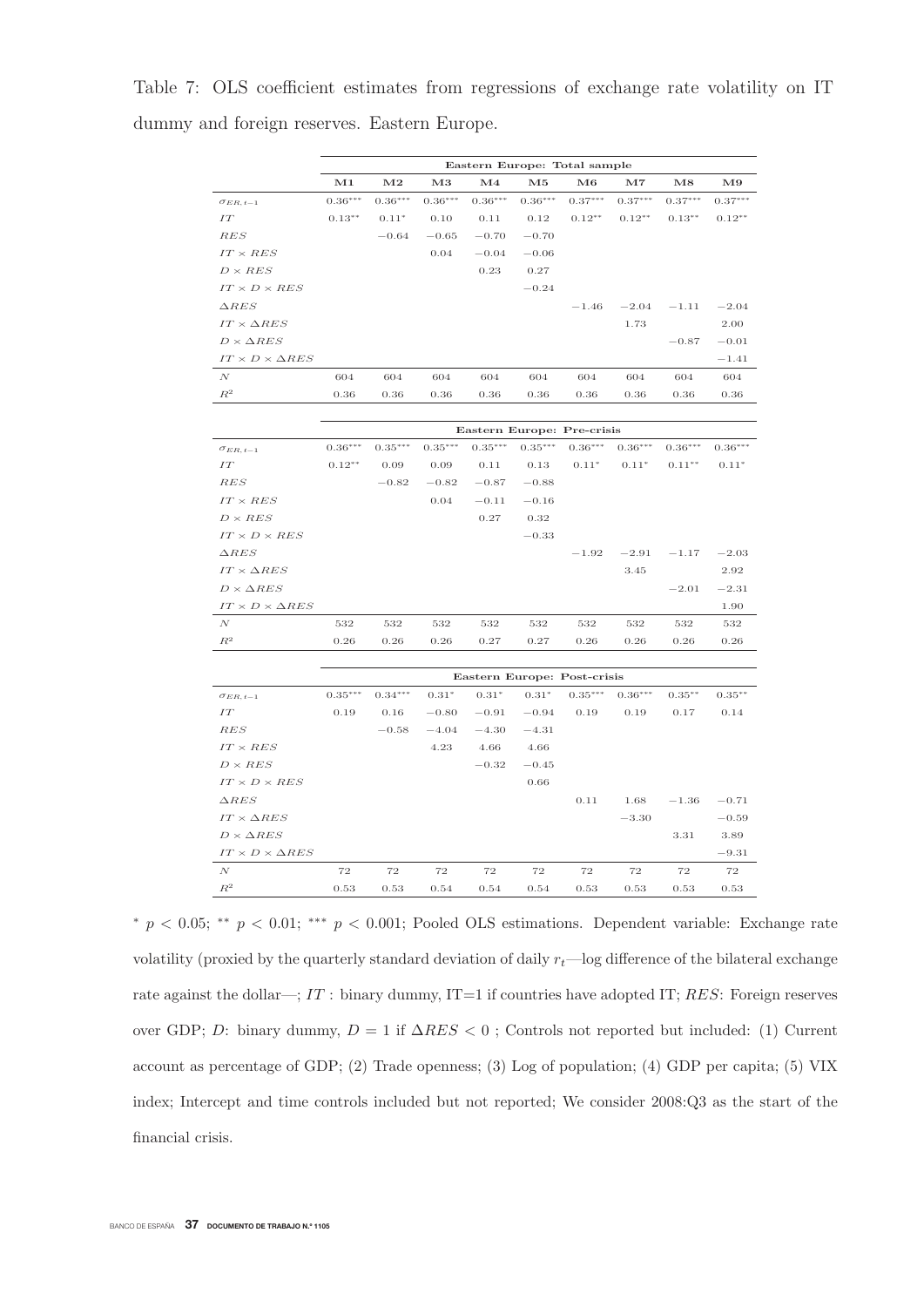Table 7: OLS coefficient estimates from regressions of exchange rate volatility on IT dummy and foreign reserves. Eastern Europe.

| | **Eastern Europe: Total sample** | | | | | | | | |
|---|---|---|---|---|---|---|---|---|---|
| | **M1** | **M2** | **M3** | **M4** | **M5** | **M6** | **M7** | **M8** | **M9** |
| $\sigma_{ER,t-1}$ | $0.36^{***}$ | $0.36^{***}$ | $0.36^{***}$ | $0.36^{***}$ | $0.36^{***}$ | $0.37^{***}$ | $0.37^{***}$ | $0.37^{***}$ | $0.37^{***}$ |
| $IT$ | $0.13^{**}$ | $0.11^{*}$ | 0.10 | 0.11 | 0.12 | $0.12^{**}$ | $0.12^{**}$ | $0.13^{**}$ | $0.12^{**}$ |
| $RES$ | | $-0.64$ | $-0.65$ | $-0.70$ | $-0.70$ | | | | |
| $IT \times RES$ | | | 0.04 | $-0.04$ | $-0.06$ | | | | |
| $D \times RES$ | | | | 0.23 | 0.27 | | | | |
| $IT \times D \times RES$ | | | | | $-0.24$ | | | | |
| $\Delta RES$ | | | | | | $-1.46$ | $-2.04$ | $-1.11$ | $-2.04$ |
| $IT \times \Delta RES$ | | | | | | | 1.73 | | 2.00 |
| $D \times \Delta RES$ | | | | | | | | $-0.87$ | $-0.01$ |
| $IT \times D \times \Delta RES$ | | | | | | | | | $-1.41$ |
| $N$ | 604 | 604 | 604 | 604 | 604 | 604 | 604 | 604 | 604 |
| $R^2$ | 0.36 | 0.36 | 0.36 | 0.36 | 0.36 | 0.36 | 0.36 | 0.36 | 0.36 |
| | **Eastern Europe: Pre-crisis** | | | | | | | | |
| $\sigma_{ER,t-1}$ | $0.36^{***}$ | $0.35^{***}$ | $0.35^{***}$ | $0.35^{***}$ | $0.35^{***}$ | $0.36^{***}$ | $0.36^{***}$ | $0.36^{***}$ | $0.36^{***}$ |
| $IT$ | $0.12^{**}$ | 0.09 | 0.09 | 0.11 | 0.13 | $0.11^{*}$ | $0.11^{*}$ | $0.11^{**}$ | $0.11^{*}$ |
| $RES$ | | $-0.82$ | $-0.82$ | $-0.87$ | $-0.88$ | | | | |
| $IT \times RES$ | | | 0.04 | $-0.11$ | $-0.16$ | | | | |
| $D \times RES$ | | | | 0.27 | 0.32 | | | | |
| $IT \times D \times RES$ | | | | | $-0.33$ | | | | |
| $\Delta RES$ | | | | | | $-1.92$ | $-2.91$ | $-1.17$ | $-2.03$ |
| $IT \times \Delta RES$ | | | | | | | 3.45 | | 2.92 |
| $D \times \Delta RES$ | | | | | | | | $-2.01$ | $-2.31$ |
| $IT \times D \times \Delta RES$ | | | | | | | | | 1.90 |
| $N$ | 532 | 532 | 532 | 532 | 532 | 532 | 532 | 532 | 532 |
| $R^2$ | 0.26 | 0.26 | 0.26 | 0.27 | 0.27 | 0.26 | 0.26 | 0.26 | 0.26 |
| | **Eastern Europe: Post-crisis** | | | | | | | | |
| $\sigma_{ER,t-1}$ | $0.35^{***}$ | $0.34^{***}$ | $0.31^{*}$ | $0.31^{*}$ | $0.31^{*}$ | $0.35^{***}$ | $0.36^{***}$ | $0.35^{**}$ | $0.35^{**}$ |
| $IT$ | 0.19 | 0.16 | $-0.80$ | $-0.91$ | $-0.94$ | 0.19 | 0.19 | 0.17 | 0.14 |
| $RES$ | | $-0.58$ | $-4.04$ | $-4.30$ | $-4.31$ | | | | |
| $IT \times RES$ | | | 4.23 | 4.66 | 4.66 | | | | |
| $D \times RES$ | | | | $-0.32$ | $-0.45$ | | | | |
| $IT \times D \times RES$ | | | | | 0.66 | | | | |
| $\Delta RES$ | | | | | | 0.11 | 1.68 | $-1.36$ | $-0.71$ |
| $IT \times \Delta RES$ | | | | | | | $-3.30$ | | $-0.59$ |
| $D \times \Delta RES$ | | | | | | | | 3.31 | 3.89 |
| $IT \times D \times \Delta RES$ | | | | | | | | | $-9.31$ |
| $N$ | 72 | 72 | 72 | 72 | 72 | 72 | 72 | 72 | 72 |
| $R^2$ | 0.53 | 0.53 | 0.54 | 0.54 | 0.54 | 0.53 | 0.53 | 0.53 | 0.53 |

$^{*}$ $p < 0.05$; $^{**}$ $p < 0.01$; $^{***}$ $p < 0.001$; Pooled OLS estimations. Dependent variable: Exchange rate volatility (proxied by the quarterly standard deviation of daily $r_t$—log difference of the bilateral exchange rate against the dollar—; $IT$ : binary dummy, IT=1 if countries have adopted IT; $RES$: Foreign reserves over GDP; $D$: binary dummy, $D = 1$ if $\Delta RES < 0$ ; Controls not reported but included: (1) Current account as percentage of GDP; (2) Trade openness; (3) Log of population; (4) GDP per capita; (5) VIX index; Intercept and time controls included but not reported; We consider 2008:Q3 as the start of the financial crisis.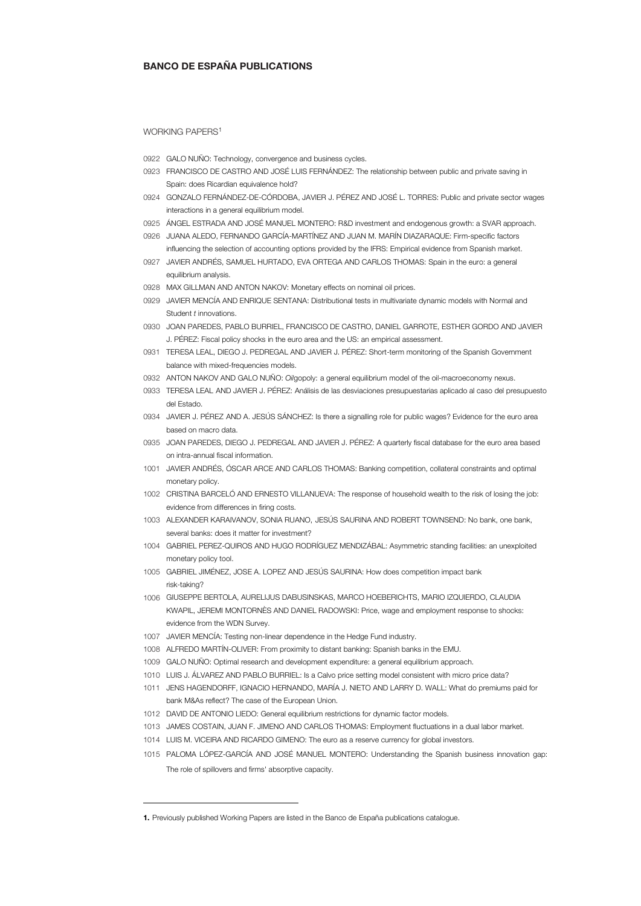## BANCO DE ESPAÑA PUBLICATIONS

WORKING PAPERS[1]

0922 GALO NUÑO: Technology, convergence and business cycles.

0923 FRANCISCO DE CASTRO AND JOSÉ LUIS FERNÁNDEZ: The relationship between public and private saving in Spain: does Ricardian equivalence hold?

0924 GONZALO FERNÁNDEZ-DE-CÓRDOBA, JAVIER J. PÉREZ AND JOSÉ L. TORRES: Public and private sector wages interactions in a general equilibrium model.

0925 ÁNGEL ESTRADA AND JOSÉ MANUEL MONTERO: R&D investment and endogenous growth: a SVAR approach.

0926 JUANA ALEDO, FERNANDO GARCÍA-MARTÍNEZ AND JUAN M. MARÍN DIAZARAQUE: Firm-specific factors influencing the selection of accounting options provided by the IFRS: Empirical evidence from Spanish market.

0927 JAVIER ANDRÉS, SAMUEL HURTADO, EVA ORTEGA AND CARLOS THOMAS: Spain in the euro: a general equilibrium analysis.

0928 MAX GILLMAN AND ANTON NAKOV: Monetary effects on nominal oil prices.

0929 JAVIER MENCÍA AND ENRIQUE SENTANA: Distributional tests in multivariate dynamic models with Normal and Student *t* innovations.

0930 JOAN PAREDES, PABLO BURRIEL, FRANCISCO DE CASTRO, DANIEL GARROTE, ESTHER GORDO AND JAVIER J. PÉREZ: Fiscal policy shocks in the euro area and the US: an empirical assessment.

0931 TERESA LEAL, DIEGO J. PEDREGAL AND JAVIER J. PÉREZ: Short-term monitoring of the Spanish Government balance with mixed-frequencies models.

0932 ANTON NAKOV AND GALO NUÑO: *Oil*gopoly: a general equilibrium model of the oil-macroeconomy nexus.

0933 TERESA LEAL AND JAVIER J. PÉREZ: Análisis de las desviaciones presupuestarias aplicado al caso del presupuesto del Estado.

0934 JAVIER J. PÉREZ AND A. JESÚS SÁNCHEZ: Is there a signalling role for public wages? Evidence for the euro area based on macro data.

0935 JOAN PAREDES, DIEGO J. PEDREGAL AND JAVIER J. PÉREZ: A quarterly fiscal database for the euro area based on intra-annual fiscal information.

1001 JAVIER ANDRÉS, ÓSCAR ARCE AND CARLOS THOMAS: Banking competition, collateral constraints and optimal monetary policy.

1002 CRISTINA BARCELÓ AND ERNESTO VILLANUEVA: The response of household wealth to the risk of losing the job: evidence from differences in firing costs.

1003 ALEXANDER KARAIVANOV, SONIA RUANO, JESÚS SAURINA AND ROBERT TOWNSEND: No bank, one bank, several banks: does it matter for investment?

1004 GABRIEL PEREZ-QUIROS AND HUGO RODRÍGUEZ MENDIZÁBAL: Asymmetric standing facilities: an unexploited monetary policy tool.

1005 GABRIEL JIMÉNEZ, JOSE A. LOPEZ AND JESÚS SAURINA: How does competition impact bank risk-taking?

1006 GIUSEPPE BERTOLA, AURELIJUS DABUSINSKAS, MARCO HOEBERICHTS, MARIO IZQUIERDO, CLAUDIA KWAPIL, JEREMI MONTORNÈS AND DANIEL RADOWSKI: Price, wage and employment response to shocks: evidence from the WDN Survey.

1007 JAVIER MENCÍA: Testing non-linear dependence in the Hedge Fund industry.

1008 ALFREDO MARTÍN-OLIVER: From proximity to distant banking: Spanish banks in the EMU.

1009 GALO NUÑO: Optimal research and development expenditure: a general equilibrium approach.

1010 LUIS J. ÁLVAREZ AND PABLO BURRIEL: Is a Calvo price setting model consistent with micro price data?

1011 JENS HAGENDORFF, IGNACIO HERNANDO, MARÍA J. NIETO AND LARRY D. WALL: What do premiums paid for bank M&As reflect? The case of the European Union.

1012 DAVID DE ANTONIO LIEDO: General equilibrium restrictions for dynamic factor models.

1013 JAMES COSTAIN, JUAN F. JIMENO AND CARLOS THOMAS: Employment fluctuations in a dual labor market.

1014 LUIS M. VICEIRA AND RICARDO GIMENO: The euro as a reserve currency for global investors.

1015 PALOMA LÓPEZ-GARCÍA AND JOSÉ MANUEL MONTERO: Understanding the Spanish business innovation gap: The role of spillovers and firms' absorptive capacity.

---

**1.** Previously published Working Papers are listed in the Banco de España publications catalogue.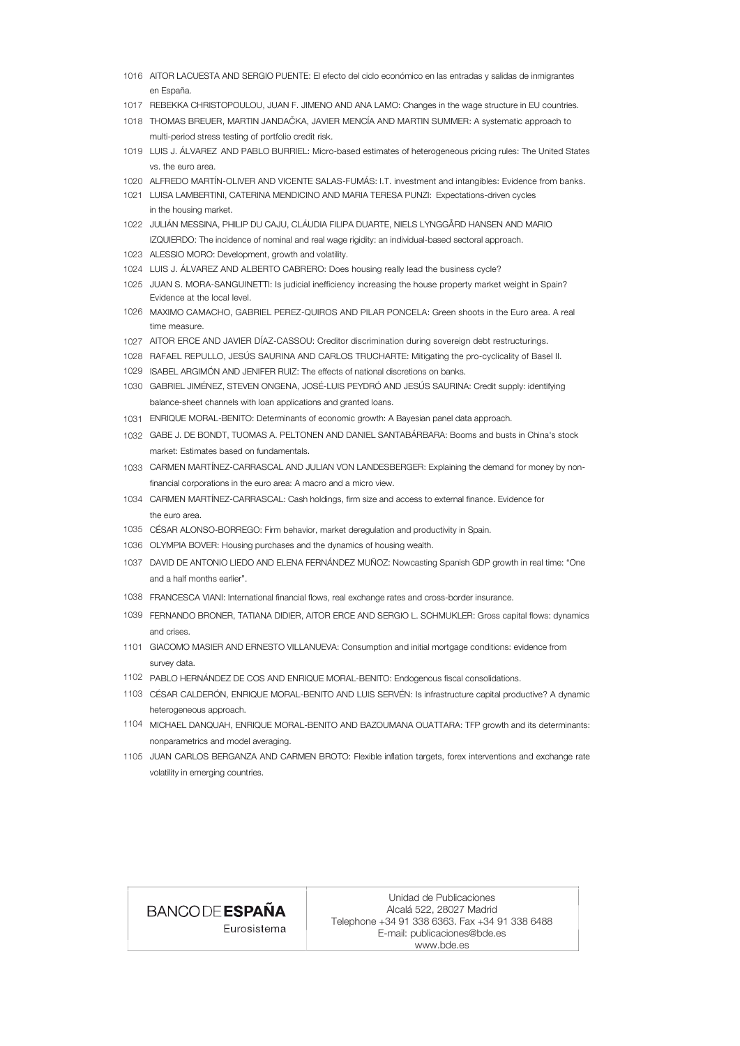1016 AITOR LACUESTA AND SERGIO PUENTE: El efecto del ciclo económico en las entradas y salidas de inmigrantes en España.

1017 REBEKKA CHRISTOPOULOU, JUAN F. JIMENO AND ANA LAMO: Changes in the wage structure in EU countries.

1018 THOMAS BREUER, MARTIN JANDAČKA, JAVIER MENCÍA AND MARTIN SUMMER: A systematic approach to multi-period stress testing of portfolio credit risk.

1019 LUIS J. ÁLVAREZ AND PABLO BURRIEL: Micro-based estimates of heterogeneous pricing rules: The United States vs. the euro area.

1020 ALFREDO MARTÍN-OLIVER AND VICENTE SALAS-FUMÁS: I.T. investment and intangibles: Evidence from banks.

1021 LUISA LAMBERTINI, CATERINA MENDICINO AND MARIA TERESA PUNZI: Expectations-driven cycles in the housing market.

1022 JULIÁN MESSINA, PHILIP DU CAJU, CLÁUDIA FILIPA DUARTE, NIELS LYNGGÅRD HANSEN AND MARIO IZQUIERDO: The incidence of nominal and real wage rigidity: an individual-based sectoral approach.

1023 ALESSIO MORO: Development, growth and volatility.

1024 LUIS J. ÁLVAREZ AND ALBERTO CABRERO: Does housing really lead the business cycle?

1025 JUAN S. MORA-SANGUINETTI: Is judicial inefficiency increasing the house property market weight in Spain? Evidence at the local level.

1026 MAXIMO CAMACHO, GABRIEL PEREZ-QUIROS AND PILAR PONCELA: Green shoots in the Euro area. A real time measure.

1027 AITOR ERCE AND JAVIER DÍAZ-CASSOU: Creditor discrimination during sovereign debt restructurings.

1028 RAFAEL REPULLO, JESÚS SAURINA AND CARLOS TRUCHARTE: Mitigating the pro-cyclicality of Basel II.

1029 ISABEL ARGIMÓN AND JENIFER RUIZ: The effects of national discretions on banks.

1030 GABRIEL JIMÉNEZ, STEVEN ONGENA, JOSÉ-LUIS PEYDRÓ AND JESÚS SAURINA: Credit supply: identifying balance-sheet channels with loan applications and granted loans.

1031 ENRIQUE MORAL-BENITO: Determinants of economic growth: A Bayesian panel data approach.

1032 GABE J. DE BONDT, TUOMAS A. PELTONEN AND DANIEL SANTABÁRBARA: Booms and busts in China's stock market: Estimates based on fundamentals.

1033 CARMEN MARTÍNEZ-CARRASCAL AND JULIAN VON LANDESBERGER: Explaining the demand for money by non-financial corporations in the euro area: A macro and a micro view.

1034 CARMEN MARTÍNEZ-CARRASCAL: Cash holdings, firm size and access to external finance. Evidence for the euro area.

1035 CÉSAR ALONSO-BORREGO: Firm behavior, market deregulation and productivity in Spain.

1036 OLYMPIA BOVER: Housing purchases and the dynamics of housing wealth.

1037 DAVID DE ANTONIO LIEDO AND ELENA FERNÁNDEZ MUÑOZ: Nowcasting Spanish GDP growth in real time: "One and a half months earlier".

1038 FRANCESCA VIANI: International financial flows, real exchange rates and cross-border insurance.

1039 FERNANDO BRONER, TATIANA DIDIER, AITOR ERCE AND SERGIO L. SCHMUKLER: Gross capital flows: dynamics and crises.

1101 GIACOMO MASIER AND ERNESTO VILLANUEVA: Consumption and initial mortgage conditions: evidence from survey data.

1102 PABLO HERNÁNDEZ DE COS AND ENRIQUE MORAL-BENITO: Endogenous fiscal consolidations.

1103 CÉSAR CALDERÓN, ENRIQUE MORAL-BENITO AND LUIS SERVÉN: Is infrastructure capital productive? A dynamic heterogeneous approach.

1104 MICHAEL DANQUAH, ENRIQUE MORAL-BENITO AND BAZOUMANA OUATTARA: TFP growth and its determinants: nonparametrics and model averaging.

1105 JUAN CARLOS BERGANZA AND CARMEN BROTO: Flexible inflation targets, forex interventions and exchange rate volatility in emerging countries.

BANCO DE **ESPAÑA**
Eurosistema

Unidad de Publicaciones
Alcalá 522, 28027 Madrid
Telephone +34 91 338 6363. Fax +34 91 338 6488
E-mail: publicaciones@bde.es
www.bde.es